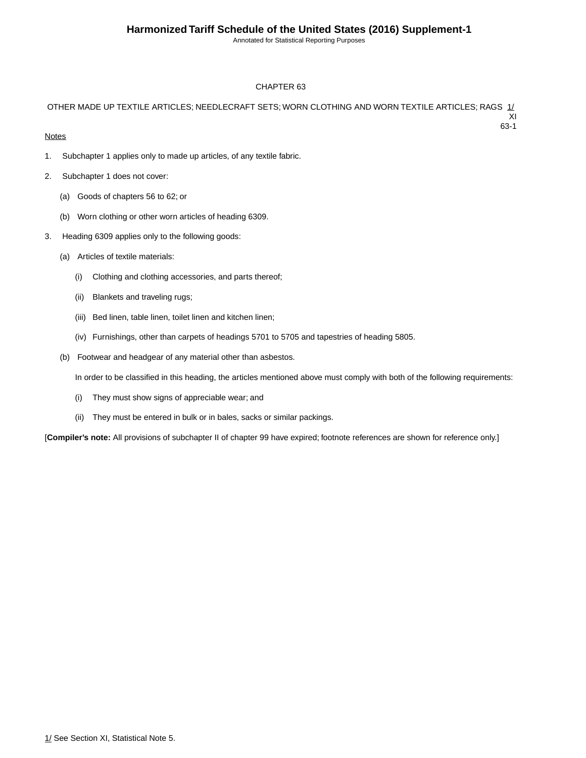# CHAPTER 63

## OTHER MADE UP TEXTILE ARTICLES; NEEDLECRAFT SETS; WORN CLOTHING AND WORN TEXTILE ARTICLES; RAGS [1/]

XI
63-1

Notes

1. Subchapter 1 applies only to made up articles, of any textile fabric.

2. Subchapter 1 does not cover:

   (a) Goods of chapters 56 to 62; or

   (b) Worn clothing or other worn articles of heading 6309.

3. Heading 6309 applies only to the following goods:

   (a) Articles of textile materials:

      (i) Clothing and clothing accessories, and parts thereof;

      (ii) Blankets and traveling rugs;

      (iii) Bed linen, table linen, toilet linen and kitchen linen;

      (iv) Furnishings, other than carpets of headings 5701 to 5705 and tapestries of heading 5805.

   (b) Footwear and headgear of any material other than asbestos.

   In order to be classified in this heading, the articles mentioned above must comply with both of the following requirements:

      (i) They must show signs of appreciable wear; and

      (ii) They must be entered in bulk or in bales, sacks or similar packings.

[**Compiler's note:** All provisions of subchapter II of chapter 99 have expired; footnote references are shown for reference only.]

1/ See Section XI, Statistical Note 5.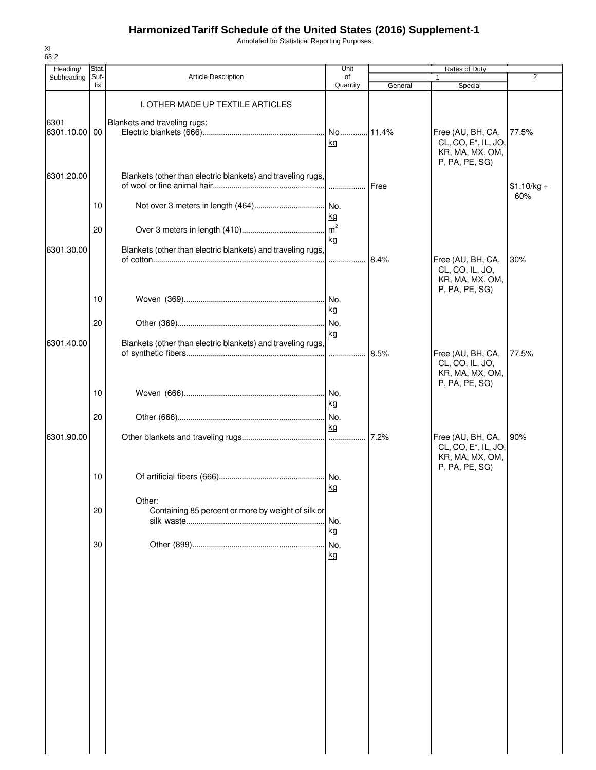# Harmonized Tariff Schedule of the United States (2016) Supplement-1

Annotated for Statistical Reporting Purposes

XI
63-2

| Heading/ Subheading | Stat. Suf- fix | Article Description | Unit of Quantity | Rates of Duty | | |
|---|---|---|---|---|---|---|
| | | | | 1 | | 2 |
| | | | | General | Special | |
| | | I. OTHER MADE UP TEXTILE ARTICLES | | | | |
| 6301 | | Blankets and traveling rugs: | | | | |
| 6301.10.00 | 00 | Electric blankets (666) | No. kg | 11.4% | Free (AU, BH, CA, CL, CO, E*, IL, JO, KR, MA, MX, OM, P, PA, PE, SG) | 77.5% |
| 6301.20.00 | | Blankets (other than electric blankets) and traveling rugs, of wool or fine animal hair | | Free | | $1.10/kg + 60% |
| | 10 | Not over 3 meters in length (464) | No. kg | | | |
| | 20 | Over 3 meters in length (410) | $m^2$ kg | | | |
| 6301.30.00 | | Blankets (other than electric blankets) and traveling rugs, of cotton | | 8.4% | Free (AU, BH, CA, CL, CO, IL, JO, KR, MA, MX, OM, P, PA, PE, SG) | 30% |
| | 10 | Woven (369) | No. kg | | | |
| | 20 | Other (369) | No. kg | | | |
| 6301.40.00 | | Blankets (other than electric blankets) and traveling rugs, of synthetic fibers | | 8.5% | Free (AU, BH, CA, CL, CO, IL, JO, KR, MA, MX, OM, P, PA, PE, SG) | 77.5% |
| | 10 | Woven (666) | No. kg | | | |
| | 20 | Other (666) | No. kg | | | |
| 6301.90.00 | | Other blankets and traveling rugs | | 7.2% | Free (AU, BH, CA, CL, CO, E*, IL, JO, KR, MA, MX, OM, P, PA, PE, SG) | 90% |
| | 10 | Of artificial fibers (666) | No. kg | | | |
| | | Other: | | | | |
| | 20 | Containing 85 percent or more by weight of silk or silk waste | No. kg | | | |
| | 30 | Other (899) | No. kg | | | |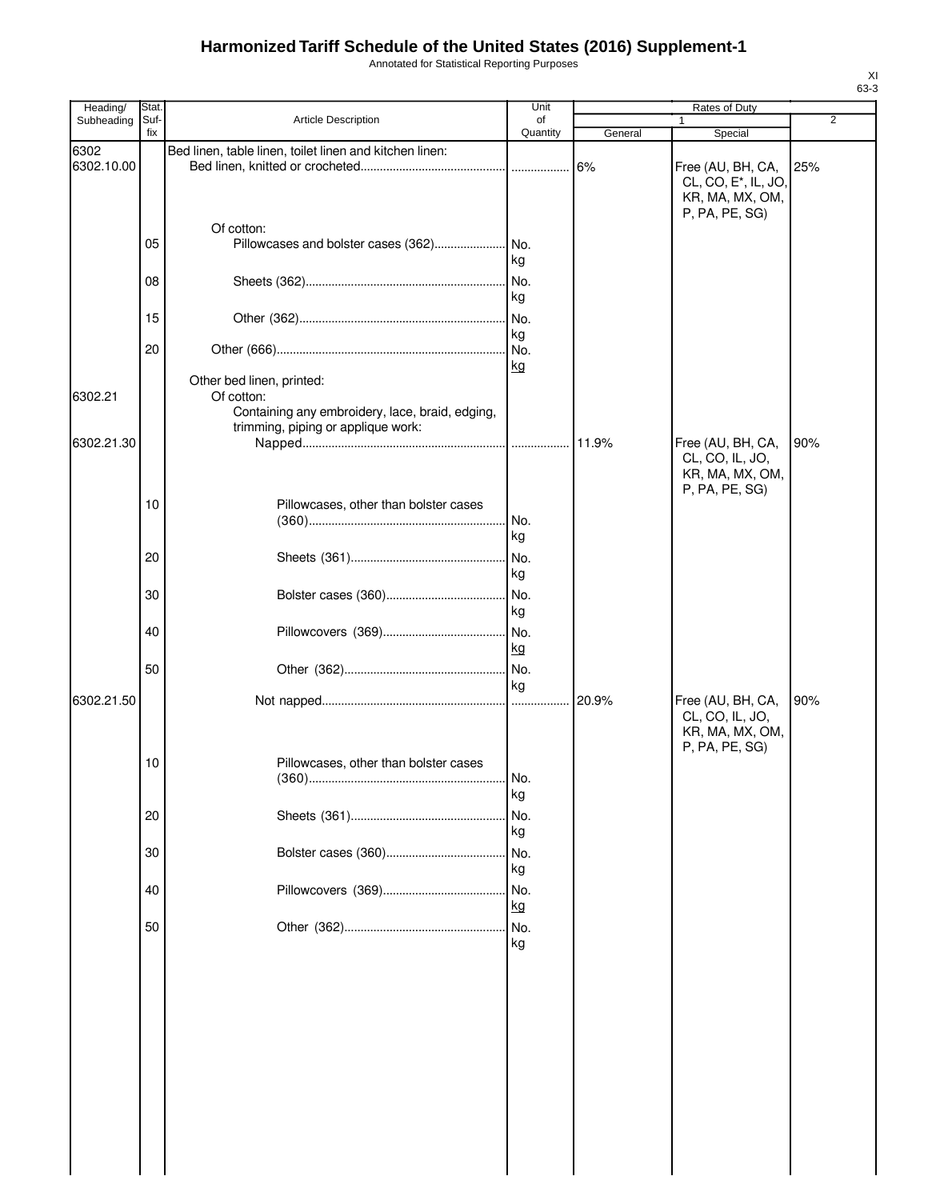# Harmonized Tariff Schedule of the United States (2016) Supplement-1

Annotated for Statistical Reporting Purposes

XI
63-3

| Heading/ Subheading | Stat. Suf- fix | Article Description | Unit of Quantity | Rates of Duty 1 General | Special | 2 |
|---|---|---|---|---|---|---|
| 6302 | | Bed linen, table linen, toilet linen and kitchen linen: | | | | |
| 6302.10.00 | | Bed linen, knitted or crocheted | | 6% | Free (AU, BH, CA, CL, CO, E*, IL, JO, KR, MA, MX, OM, P, PA, PE, SG) | 25% |
| | | Of cotton: | | | | |
| | 05 | Pillowcases and bolster cases (362) | No. kg | | | |
| | 08 | Sheets (362) | No. kg | | | |
| | 15 | Other (362) | No. kg | | | |
| | 20 | Other (666) | No. kg | | | |
| | | Other bed linen, printed: | | | | |
| 6302.21 | | Of cotton: | | | | |
| | | Containing any embroidery, lace, braid, edging, trimming, piping or applique work: | | | | |
| 6302.21.30 | | Napped | | 11.9% | Free (AU, BH, CA, CL, CO, IL, JO, KR, MA, MX, OM, P, PA, PE, SG) | 90% |
| | 10 | Pillowcases, other than bolster cases (360) | No. kg | | | |
| | 20 | Sheets (361) | No. kg | | | |
| | 30 | Bolster cases (360) | No. kg | | | |
| | 40 | Pillowcovers (369) | No. kg | | | |
| | 50 | Other (362) | No. kg | | | |
| 6302.21.50 | | Not napped | | 20.9% | Free (AU, BH, CA, CL, CO, IL, JO, KR, MA, MX, OM, P, PA, PE, SG) | 90% |
| | 10 | Pillowcases, other than bolster cases (360) | No. kg | | | |
| | 20 | Sheets (361) | No. kg | | | |
| | 30 | Bolster cases (360) | No. kg | | | |
| | 40 | Pillowcovers (369) | No. kg | | | |
| | 50 | Other (362) | No. kg | | | |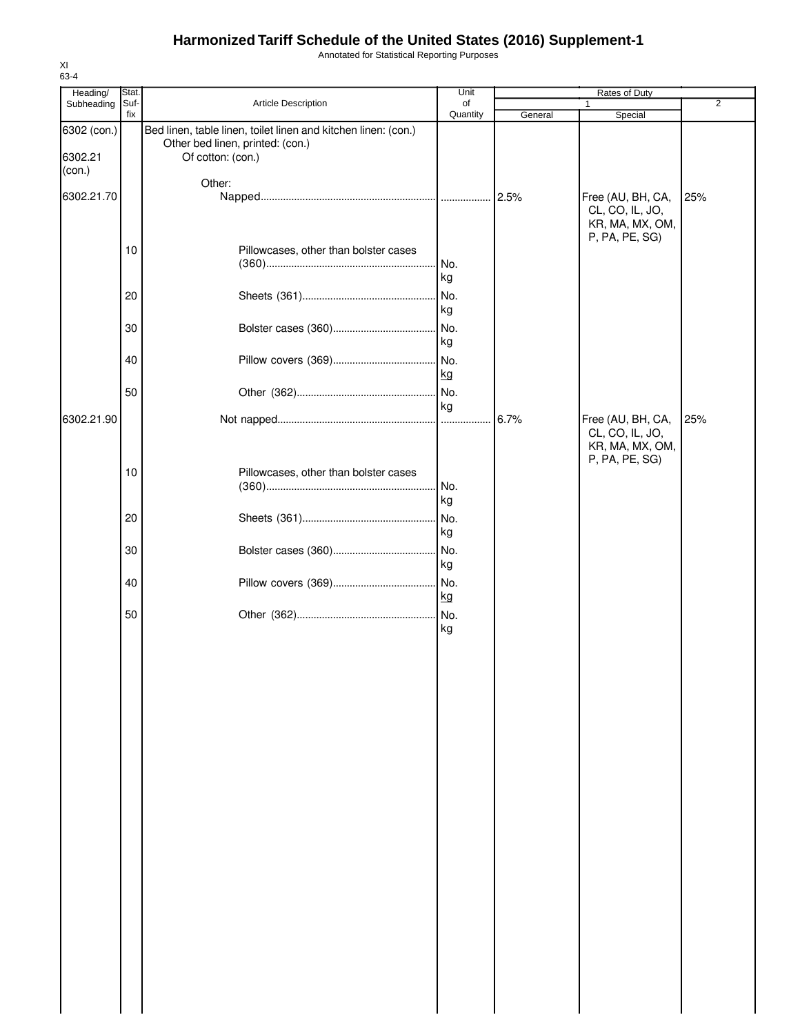# Harmonized Tariff Schedule of the United States (2016) Supplement-1

Annotated for Statistical Reporting Purposes

XI
63-4

| Heading/ Subheading | Stat. Suf-fix | Article Description | Unit of Quantity | Rates of Duty 1 General | Rates of Duty 1 Special | Rates of Duty 2 |
|---|---|---|---|---|---|---|
| 6302 (con.) | | Bed linen, table linen, toilet linen and kitchen linen: (con.) | | | | |
| | | Other bed linen, printed: (con.) | | | | |
| 6302.21 (con.) | | Of cotton: (con.) | | | | |
| | | Other: | | | | |
| 6302.21.70 | | Napped | | 2.5% | Free (AU, BH, CA, CL, CO, IL, JO, KR, MA, MX, OM, P, PA, PE, SG) | 25% |
| | 10 | Pillowcases, other than bolster cases (360) | No. kg | | | |
| | 20 | Sheets (361) | No. kg | | | |
| | 30 | Bolster cases (360) | No. kg | | | |
| | 40 | Pillow covers (369) | No. kg | | | |
| | 50 | Other (362) | No. kg | | | |
| 6302.21.90 | | Not napped | | 6.7% | Free (AU, BH, CA, CL, CO, IL, JO, KR, MA, MX, OM, P, PA, PE, SG) | 25% |
| | 10 | Pillowcases, other than bolster cases (360) | No. kg | | | |
| | 20 | Sheets (361) | No. kg | | | |
| | 30 | Bolster cases (360) | No. kg | | | |
| | 40 | Pillow covers (369) | No. kg | | | |
| | 50 | Other (362) | No. kg | | | |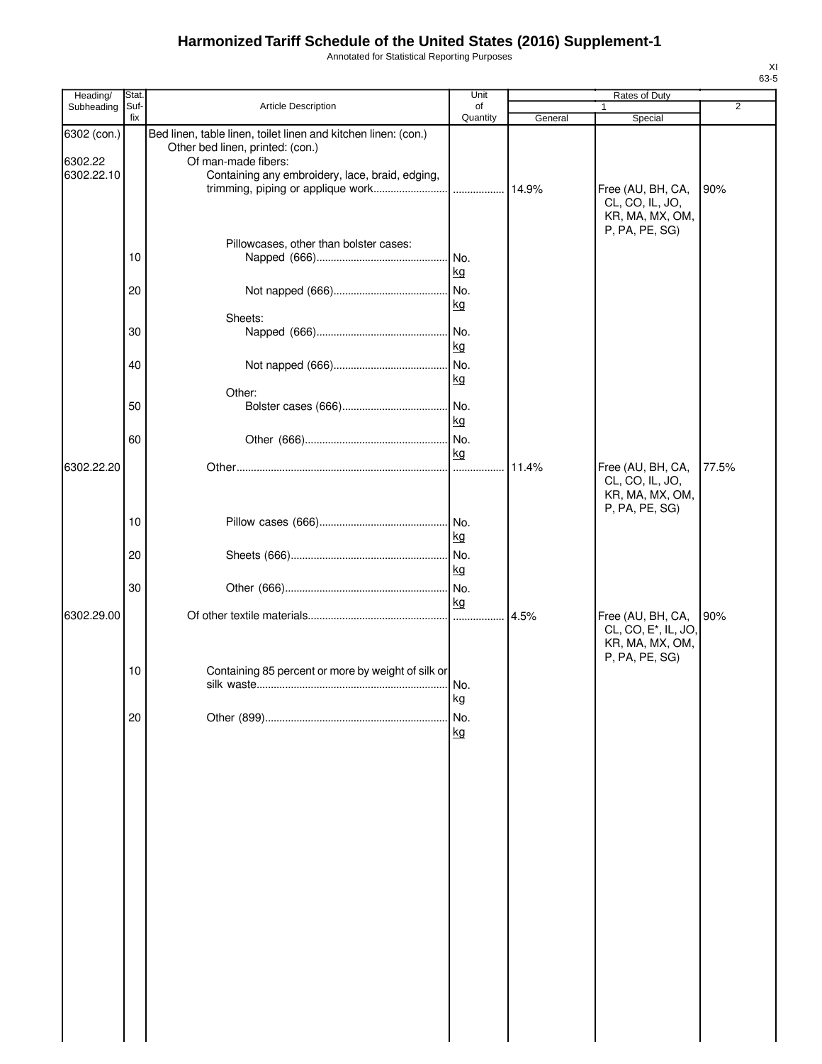# Harmonized Tariff Schedule of the United States (2016) Supplement-1

Annotated for Statistical Reporting Purposes

XI
63-5

| Heading/ Subheading | Stat. Suf-fix | Article Description | Unit of Quantity | Rates of Duty | | |
|---|---|---|---|---|---|---|
| | | | | 1 | | 2 |
| | | | | General | Special | |
| 6302 (con.) | | Bed linen, table linen, toilet linen and kitchen linen: (con.) | | | | |
| | | Other bed linen, printed: (con.) | | | | |
| 6302.22 | | Of man-made fibers: | | | | |
| 6302.22.10 | | Containing any embroidery, lace, braid, edging, trimming, piping or applique work | | 14.9% | Free (AU, BH, CA, CL, CO, IL, JO, KR, MA, MX, OM, P, PA, PE, SG) | 90% |
| | | Pillowcases, other than bolster cases: | | | | |
| | 10 | Napped (666) | No. kg | | | |
| | 20 | Not napped (666) | No. kg | | | |
| | | Sheets: | | | | |
| | 30 | Napped (666) | No. kg | | | |
| | 40 | Not napped (666) | No. kg | | | |
| | | Other: | | | | |
| | 50 | Bolster cases (666) | No. kg | | | |
| | 60 | Other (666) | No. kg | | | |
| 6302.22.20 | | Other | | 11.4% | Free (AU, BH, CA, CL, CO, IL, JO, KR, MA, MX, OM, P, PA, PE, SG) | 77.5% |
| | 10 | Pillow cases (666) | No. kg | | | |
| | 20 | Sheets (666) | No. kg | | | |
| | 30 | Other (666) | No. kg | | | |
| 6302.29.00 | | Of other textile materials | | 4.5% | Free (AU, BH, CA, CL, CO, E*, IL, JO, KR, MA, MX, OM, P, PA, PE, SG) | 90% |
| | 10 | Containing 85 percent or more by weight of silk or silk waste | No. kg | | | |
| | 20 | Other (899) | No. kg | | | |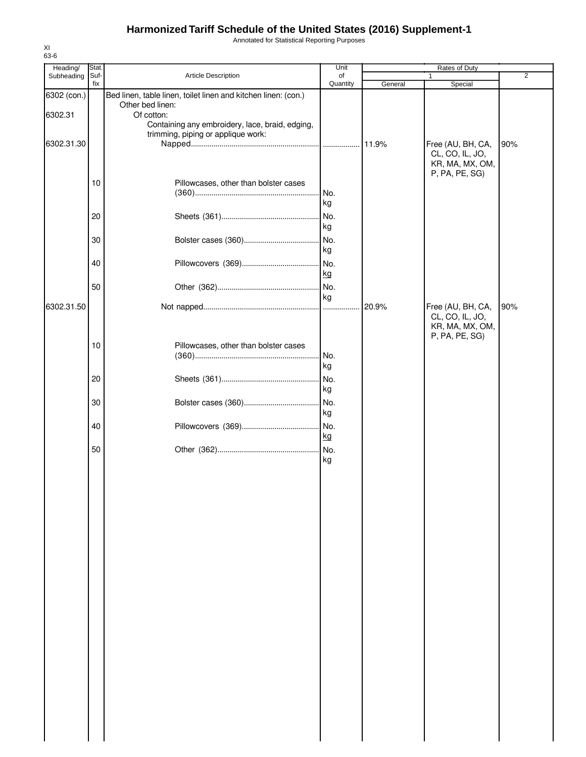# Harmonized Tariff Schedule of the United States (2016) Supplement-1

Annotated for Statistical Reporting Purposes

XI
63-6

| Heading/ Subheading | Stat. Suf-fix | Article Description | Unit of Quantity | Rates of Duty | | |
|---|---|---|---|---|---|---|
| | | | | 1 | | 2 |
| | | | | General | Special | |
| 6302 (con.) | | Bed linen, table linen, toilet linen and kitchen linen: (con.) | | | | |
| | | Other bed linen: | | | | |
| 6302.31 | | Of cotton: | | | | |
| | | Containing any embroidery, lace, braid, edging, trimming, piping or applique work: | | | | |
| 6302.31.30 | | Napped | | 11.9% | Free (AU, BH, CA, CL, CO, IL, JO, KR, MA, MX, OM, P, PA, PE, SG) | 90% |
| | 10 | Pillowcases, other than bolster cases (360) | No. kg | | | |
| | 20 | Sheets (361) | No. kg | | | |
| | 30 | Bolster cases (360) | No. kg | | | |
| | 40 | Pillowcovers (369) | No. kg | | | |
| | 50 | Other (362) | No. kg | | | |
| 6302.31.50 | | Not napped | | 20.9% | Free (AU, BH, CA, CL, CO, IL, JO, KR, MA, MX, OM, P, PA, PE, SG) | 90% |
| | 10 | Pillowcases, other than bolster cases (360) | No. kg | | | |
| | 20 | Sheets (361) | No. kg | | | |
| | 30 | Bolster cases (360) | No. kg | | | |
| | 40 | Pillowcovers (369) | No. kg | | | |
| | 50 | Other (362) | No. kg | | | |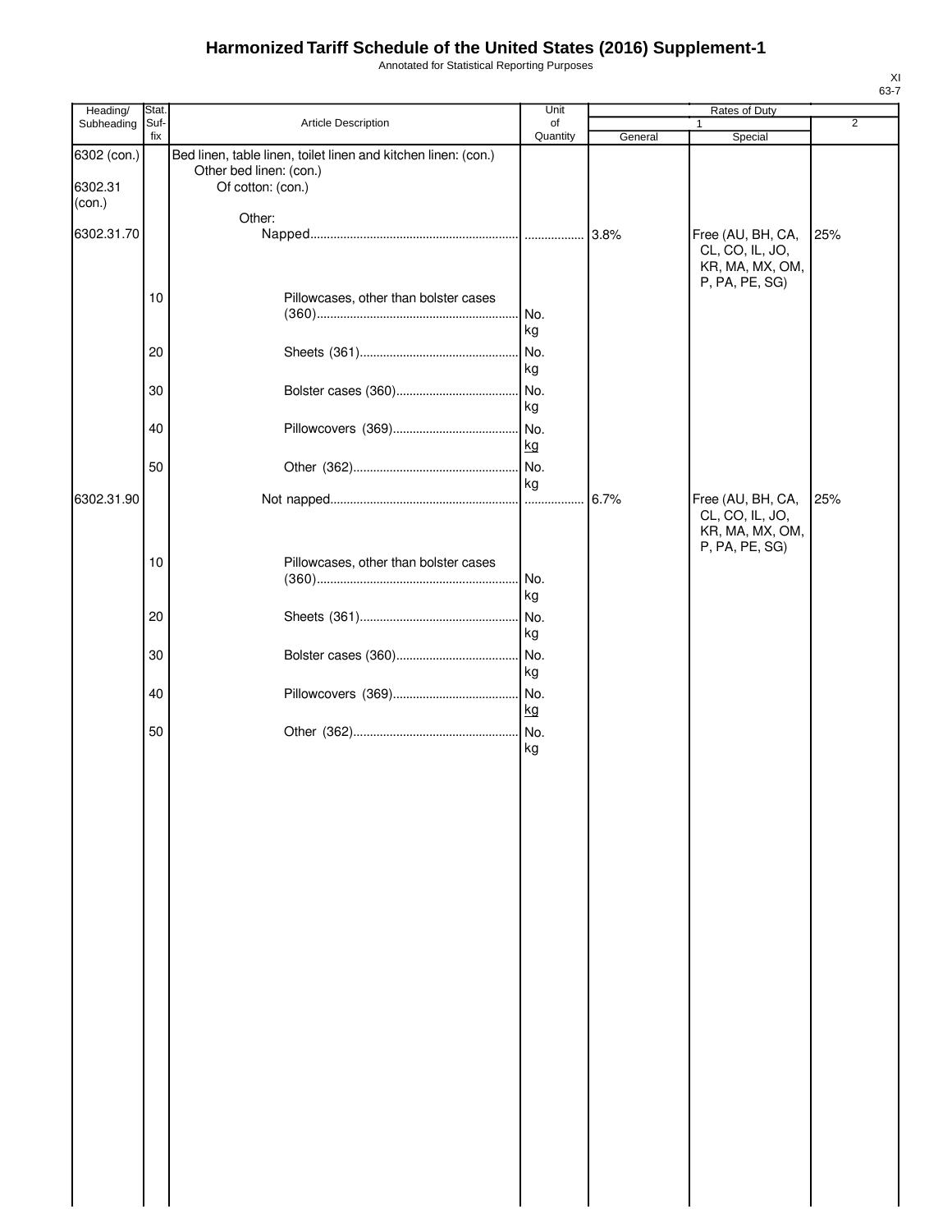# Harmonized Tariff Schedule of the United States (2016) Supplement-1

Annotated for Statistical Reporting Purposes

XI
63-7

| Heading/ Subheading | Stat. Suf- fix | Article Description | Unit of Quantity | Rates of Duty | | |
|---|---|---|---|---|---|---|
| | | | | 1 | | 2 |
| | | | | General | Special | |
| 6302 (con.) | | Bed linen, table linen, toilet linen and kitchen linen: (con.) | | | | |
| | | Other bed linen: (con.) | | | | |
| 6302.31 (con.) | | Of cotton: (con.) | | | | |
| | | Other: | | | | |
| 6302.31.70 | | Napped | | 3.8% | Free (AU, BH, CA, CL, CO, IL, JO, KR, MA, MX, OM, P, PA, PE, SG) | 25% |
| | 10 | Pillowcases, other than bolster cases (360) | No. kg | | | |
| | 20 | Sheets (361) | No. kg | | | |
| | 30 | Bolster cases (360) | No. kg | | | |
| | 40 | Pillowcovers (369) | No. kg | | | |
| | 50 | Other (362) | No. kg | | | |
| 6302.31.90 | | Not napped | | 6.7% | Free (AU, BH, CA, CL, CO, IL, JO, KR, MA, MX, OM, P, PA, PE, SG) | 25% |
| | 10 | Pillowcases, other than bolster cases (360) | No. kg | | | |
| | 20 | Sheets (361) | No. kg | | | |
| | 30 | Bolster cases (360) | No. kg | | | |
| | 40 | Pillowcovers (369) | No. kg | | | |
| | 50 | Other (362) | No. kg | | | |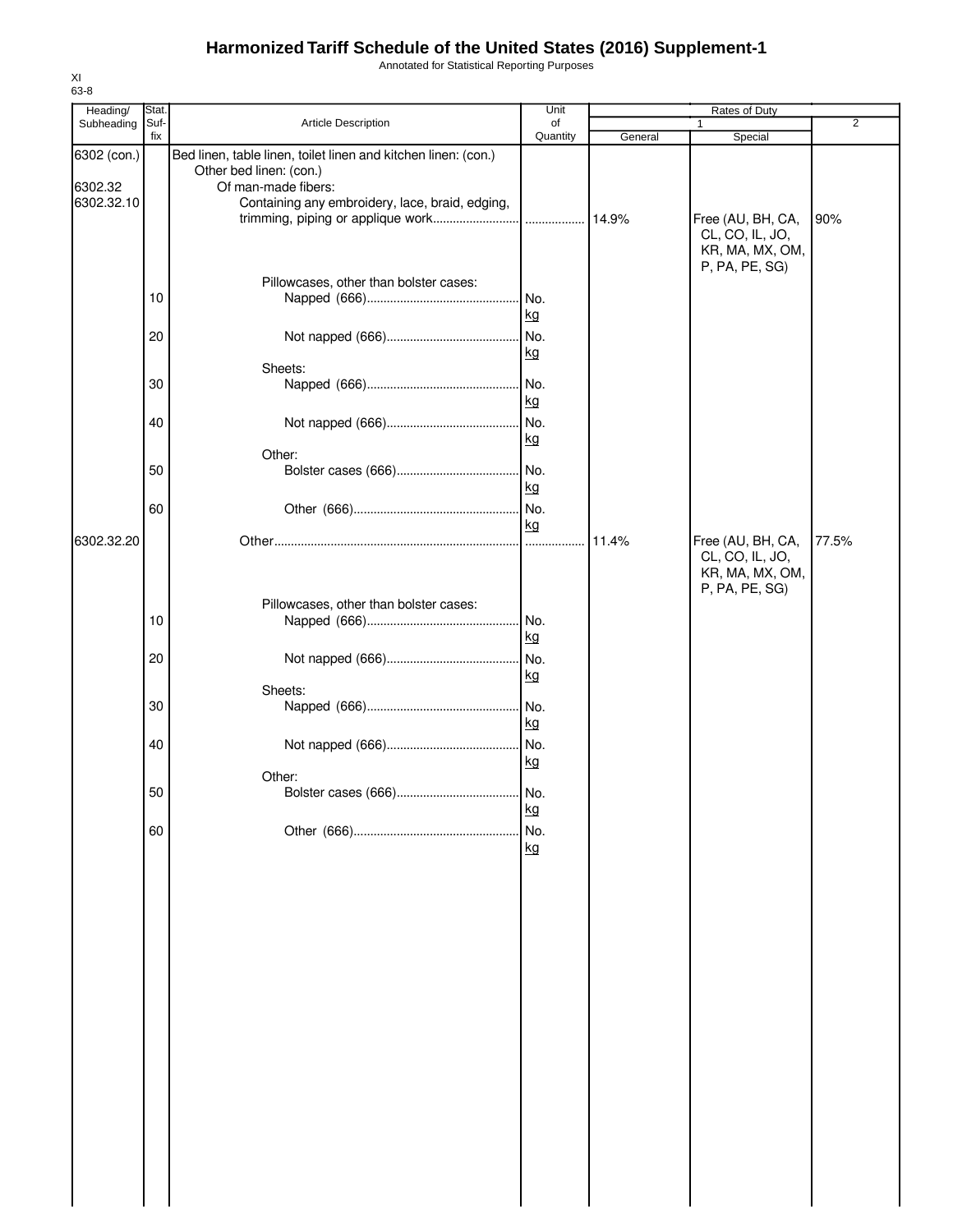# Harmonized Tariff Schedule of the United States (2016) Supplement-1

Annotated for Statistical Reporting Purposes

XI
63-8

| Heading/ Subheading | Stat. Suf- fix | Article Description | Unit of Quantity | Rates of Duty 1 General | Special | 2 |
|---|---|---|---|---|---|---|
| 6302 (con.) | | Bed linen, table linen, toilet linen and kitchen linen: (con.) | | | | |
| | | Other bed linen: (con.) | | | | |
| 6302.32 | | Of man-made fibers: | | | | |
| 6302.32.10 | | Containing any embroidery, lace, braid, edging, trimming, piping or applique work | | 14.9% | Free (AU, BH, CA, CL, CO, IL, JO, KR, MA, MX, OM, P, PA, PE, SG) | 90% |
| | | Pillowcases, other than bolster cases: | | | | |
| | 10 | Napped (666) | No. kg | | | |
| | 20 | Not napped (666) | No. kg | | | |
| | | Sheets: | | | | |
| | 30 | Napped (666) | No. kg | | | |
| | 40 | Not napped (666) | No. kg | | | |
| | | Other: | | | | |
| | 50 | Bolster cases (666) | No. kg | | | |
| | 60 | Other (666) | No. kg | | | |
| 6302.32.20 | | Other | | 11.4% | Free (AU, BH, CA, CL, CO, IL, JO, KR, MA, MX, OM, P, PA, PE, SG) | 77.5% |
| | | Pillowcases, other than bolster cases: | | | | |
| | 10 | Napped (666) | No. kg | | | |
| | 20 | Not napped (666) | No. kg | | | |
| | | Sheets: | | | | |
| | 30 | Napped (666) | No. kg | | | |
| | 40 | Not napped (666) | No. kg | | | |
| | | Other: | | | | |
| | 50 | Bolster cases (666) | No. kg | | | |
| | 60 | Other (666) | No. kg | | | |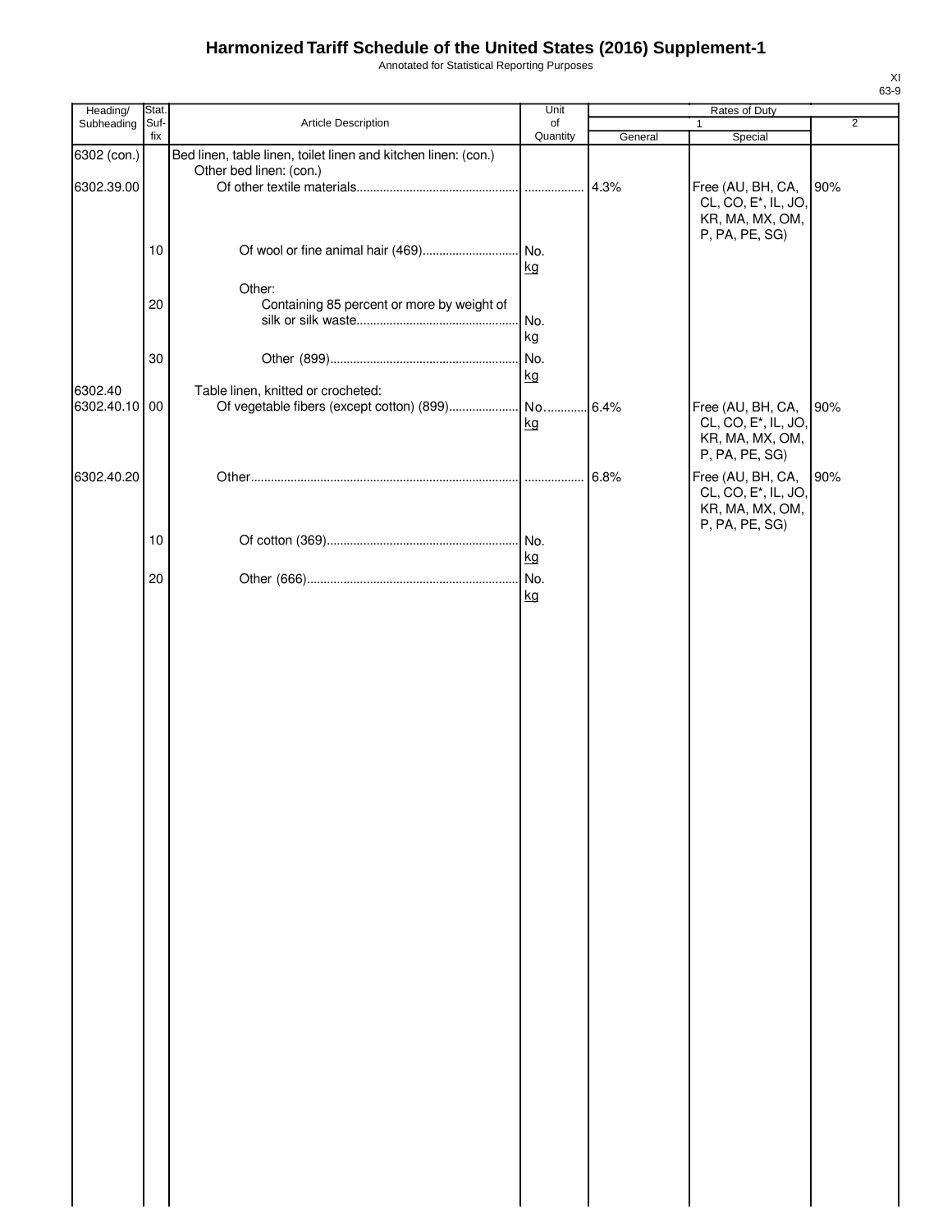# Harmonized Tariff Schedule of the United States (2016) Supplement-1

Annotated for Statistical Reporting Purposes

XI
63-9

| Heading/ Subheading | Stat. Suf- fix | Article Description | Unit of Quantity | Rates of Duty 1 General | Rates of Duty 1 Special | Rates of Duty 2 |
|---|---|---|---|---|---|---|
| 6302 (con.) | | Bed linen, table linen, toilet linen and kitchen linen: (con.) | | | | |
| | | Other bed linen: (con.) | | | | |
| 6302.39.00 | | Of other textile materials | | 4.3% | Free (AU, BH, CA, CL, CO, E*, IL, JO, KR, MA, MX, OM, P, PA, PE, SG) | 90% |
| | 10 | Of wool or fine animal hair (469) | No. kg | | | |
| | | Other: | | | | |
| | 20 | Containing 85 percent or more by weight of silk or silk waste | No. kg | | | |
| | 30 | Other (899) | No. kg | | | |
| 6302.40 | | Table linen, knitted or crocheted: | | | | |
| 6302.40.10 | 00 | Of vegetable fibers (except cotton) (899) | No. kg | 6.4% | Free (AU, BH, CA, CL, CO, E*, IL, JO, KR, MA, MX, OM, P, PA, PE, SG) | 90% |
| 6302.40.20 | | Other | | 6.8% | Free (AU, BH, CA, CL, CO, E*, IL, JO, KR, MA, MX, OM, P, PA, PE, SG) | 90% |
| | 10 | Of cotton (369) | No. kg | | | |
| | 20 | Other (666) | No. kg | | | |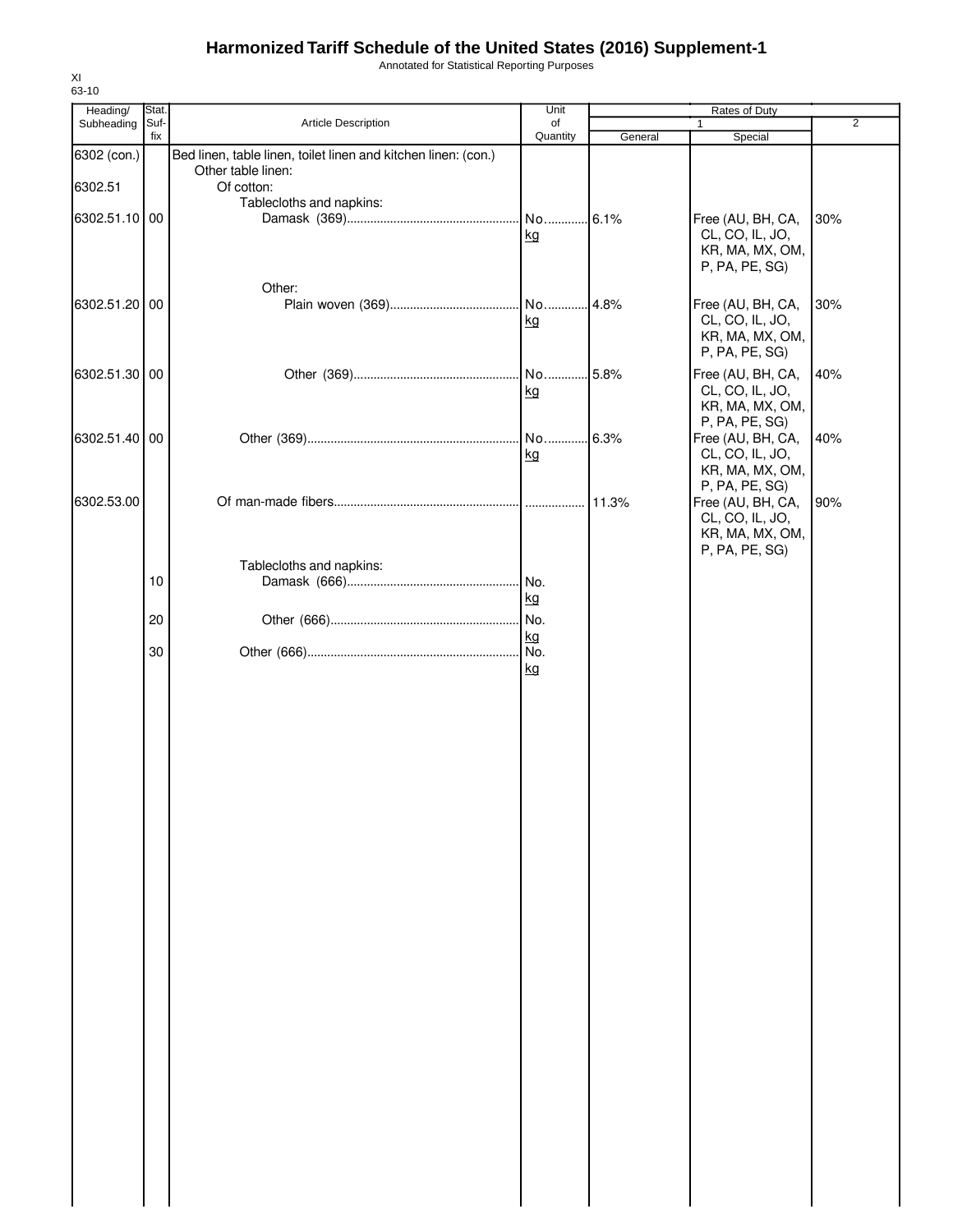# Harmonized Tariff Schedule of the United States (2016) Supplement-1

Annotated for Statistical Reporting Purposes

XI
63-10

| Heading/ Subheading | Stat. Suf- fix | Article Description | Unit of Quantity | Rates of Duty 1 General | Rates of Duty 1 Special | Rates of Duty 2 |
|---|---|---|---|---|---|---|
| 6302 (con.) | | Bed linen, table linen, toilet linen and kitchen linen: (con.) | | | | |
| | | Other table linen: | | | | |
| 6302.51 | | Of cotton: | | | | |
| | | Tablecloths and napkins: | | | | |
| 6302.51.10 | 00 | Damask (369) | No. kg | 6.1% | Free (AU, BH, CA, CL, CO, IL, JO, KR, MA, MX, OM, P, PA, PE, SG) | 30% |
| | | Other: | | | | |
| 6302.51.20 | 00 | Plain woven (369) | No. kg | 4.8% | Free (AU, BH, CA, CL, CO, IL, JO, KR, MA, MX, OM, P, PA, PE, SG) | 30% |
| 6302.51.30 | 00 | Other (369) | No. kg | 5.8% | Free (AU, BH, CA, CL, CO, IL, JO, KR, MA, MX, OM, P, PA, PE, SG) | 40% |
| 6302.51.40 | 00 | Other (369) | No. kg | 6.3% | Free (AU, BH, CA, CL, CO, IL, JO, KR, MA, MX, OM, P, PA, PE, SG) | 40% |
| 6302.53.00 | | Of man-made fibers | | 11.3% | Free (AU, BH, CA, CL, CO, IL, JO, KR, MA, MX, OM, P, PA, PE, SG) | 90% |
| | | Tablecloths and napkins: | | | | |
| | 10 | Damask (666) | No. kg | | | |
| | 20 | Other (666) | No. kg | | | |
| | 30 | Other (666) | No. kg | | | |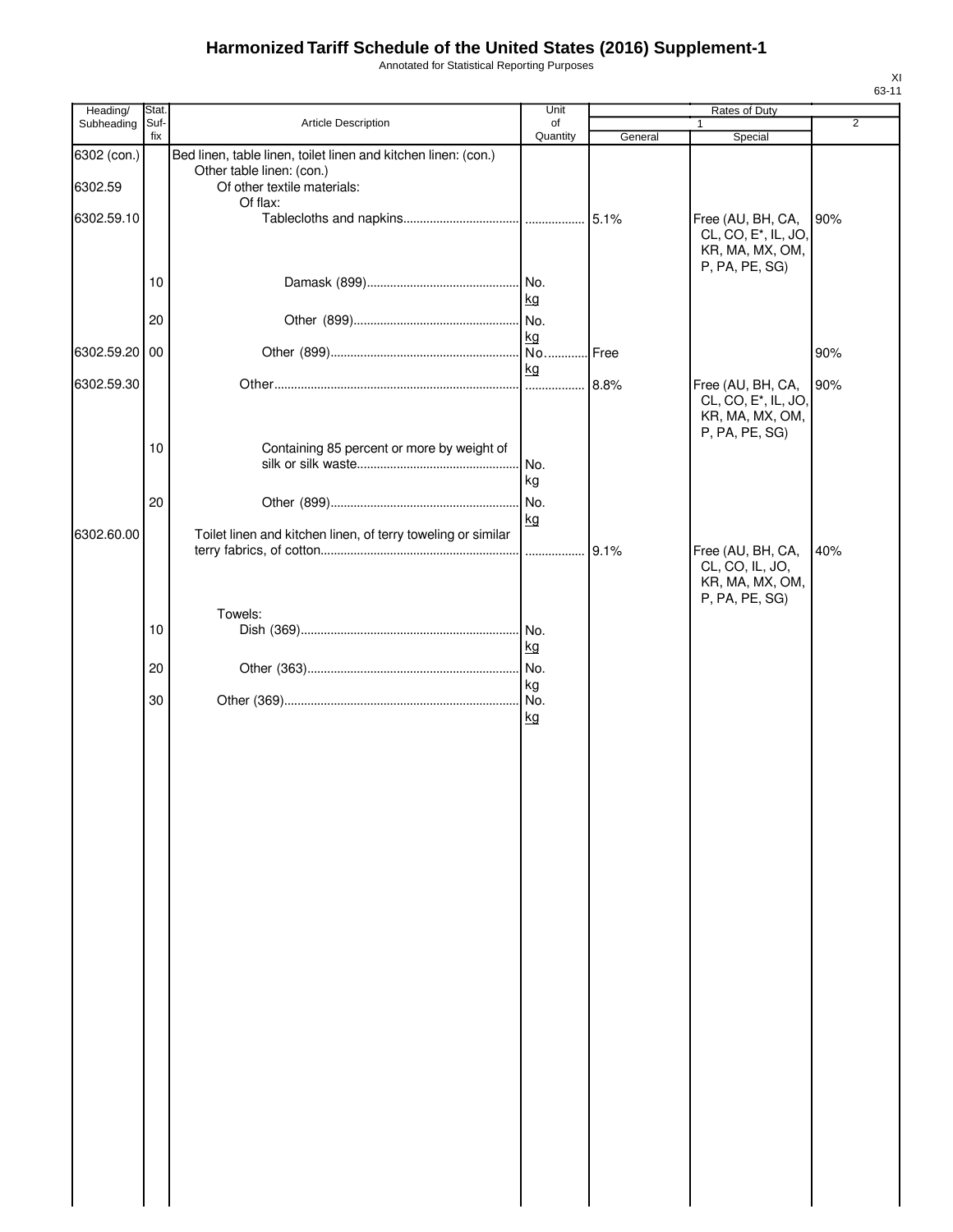# Harmonized Tariff Schedule of the United States (2016) Supplement-1

Annotated for Statistical Reporting Purposes

XI
63-11

| Heading/ Subheading | Stat. Suf-fix | Article Description | Unit of Quantity | Rates of Duty 1 General | Special | 2 |
|---|---|---|---|---|---|---|
| 6302 (con.) | | Bed linen, table linen, toilet linen and kitchen linen: (con.) | | | | |
| | | Other table linen: (con.) | | | | |
| 6302.59 | | Of other textile materials: | | | | |
| | | Of flax: | | | | |
| 6302.59.10 | | Tablecloths and napkins | | 5.1% | Free (AU, BH, CA, CL, CO, E*, IL, JO, KR, MA, MX, OM, P, PA, PE, SG) | 90% |
| | 10 | Damask (899) | No. kg | | | |
| | 20 | Other (899) | No. kg | | | |
| 6302.59.20 | 00 | Other (899) | No. kg | Free | | 90% |
| 6302.59.30 | | Other | | 8.8% | Free (AU, BH, CA, CL, CO, E*, IL, JO, KR, MA, MX, OM, P, PA, PE, SG) | 90% |
| | 10 | Containing 85 percent or more by weight of silk or silk waste | No. kg | | | |
| | 20 | Other (899) | No. kg | | | |
| 6302.60.00 | | Toilet linen and kitchen linen, of terry toweling or similar terry fabrics, of cotton | | 9.1% | Free (AU, BH, CA, CL, CO, IL, JO, KR, MA, MX, OM, P, PA, PE, SG) | 40% |
| | | Towels: | | | | |
| | 10 | Dish (369) | No. kg | | | |
| | 20 | Other (363) | No. kg | | | |
| | 30 | Other (369) | No. kg | | | |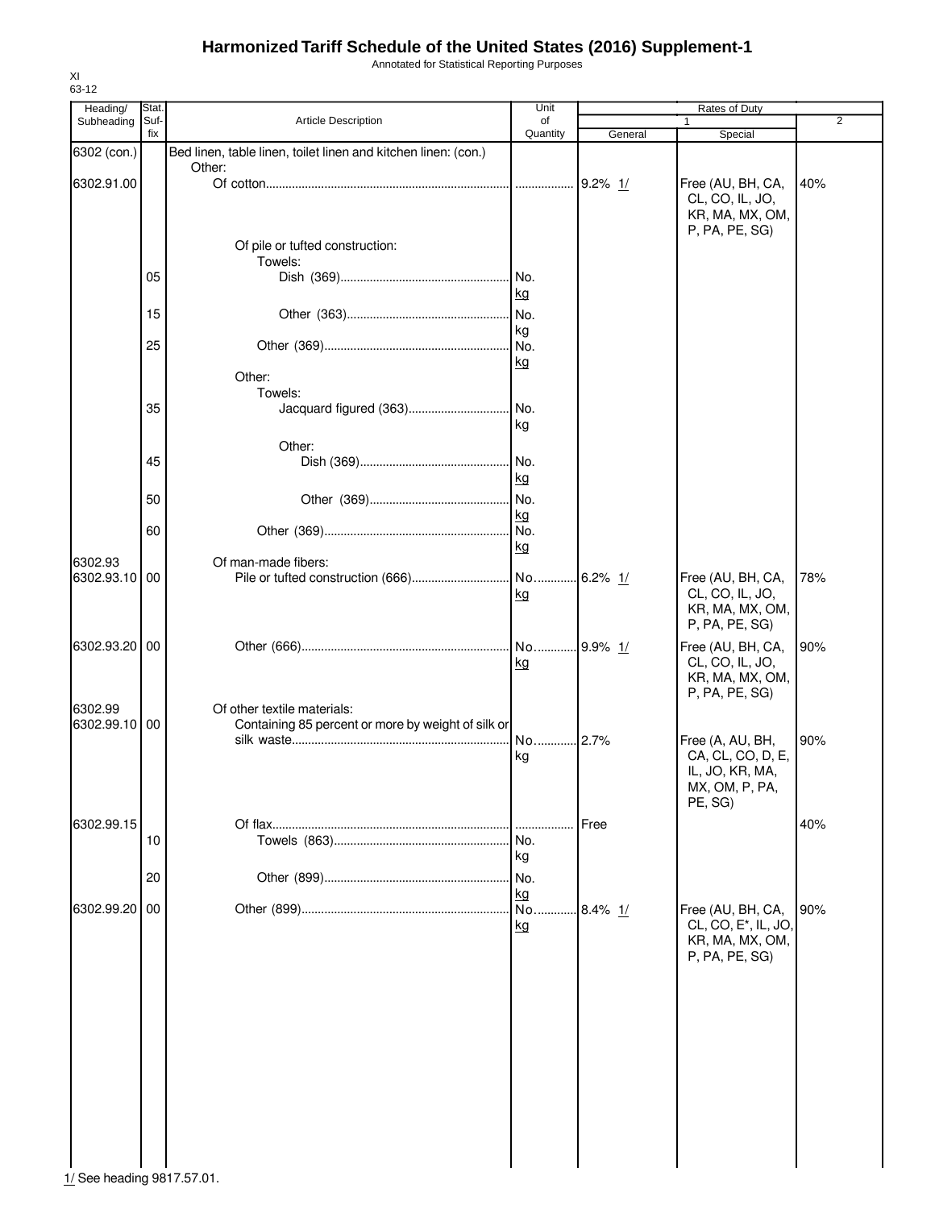# Harmonized Tariff Schedule of the United States (2016) Supplement-1

Annotated for Statistical Reporting Purposes

XI
63-12

| Heading/ Subheading | Stat. Suf-fix | Article Description | Unit of Quantity | Rates of Duty 1 General | Rates of Duty 1 Special | Rates of Duty 2 |
|---|---|---|---|---|---|---|
| 6302 (con.) | | Bed linen, table linen, toilet linen and kitchen linen: (con.) | | | | |
| | | Other: | | | | |
| 6302.91.00 | | Of cotton | | 9.2% 1/ | Free (AU, BH, CA, CL, CO, IL, JO, KR, MA, MX, OM, P, PA, PE, SG) | 40% |
| | | Of pile or tufted construction: | | | | |
| | | Towels: | | | | |
| | 05 | Dish (369) | No. kg | | | |
| | 15 | Other (363) | No. kg | | | |
| | 25 | Other (369) | No. kg | | | |
| | | Other: | | | | |
| | | Towels: | | | | |
| | 35 | Jacquard figured (363) | No. kg | | | |
| | | Other: | | | | |
| | 45 | Dish (369) | No. kg | | | |
| | 50 | Other (369) | No. kg | | | |
| | 60 | Other (369) | No. kg | | | |
| 6302.93 | | Of man-made fibers: | | | | |
| 6302.93.10 | 00 | Pile or tufted construction (666) | No. kg | 6.2% 1/ | Free (AU, BH, CA, CL, CO, IL, JO, KR, MA, MX, OM, P, PA, PE, SG) | 78% |
| 6302.93.20 | 00 | Other (666) | No. kg | 9.9% 1/ | Free (AU, BH, CA, CL, CO, IL, JO, KR, MA, MX, OM, P, PA, PE, SG) | 90% |
| 6302.99 | | Of other textile materials: | | | | |
| 6302.99.10 | 00 | Containing 85 percent or more by weight of silk or silk waste | No. kg | 2.7% | Free (A, AU, BH, CA, CL, CO, D, E, IL, JO, KR, MA, MX, OM, P, PA, PE, SG) | 90% |
| 6302.99.15 | | Of flax | | Free | | 40% |
| | 10 | Towels (863) | No. kg | | | |
| | 20 | Other (899) | No. kg | | | |
| 6302.99.20 | 00 | Other (899) | No. kg | 8.4% 1/ | Free (AU, BH, CA, CL, CO, E*, IL, JO, KR, MA, MX, OM, P, PA, PE, SG) | 90% |

1/ See heading 9817.57.01.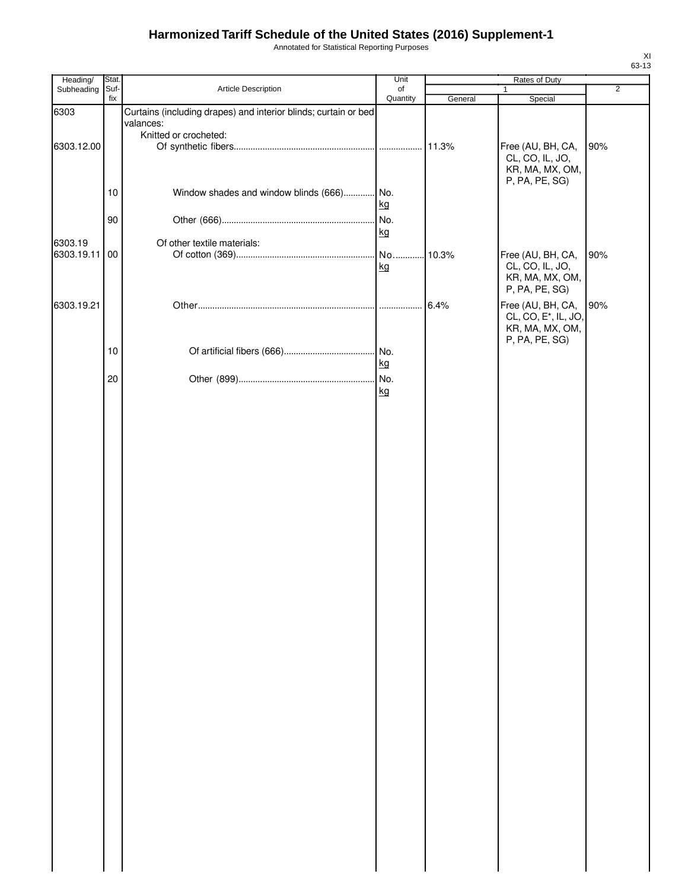# Harmonized Tariff Schedule of the United States (2016) Supplement-1

Annotated for Statistical Reporting Purposes

XI
63-13

| Heading/ Subheading | Stat. Suf- fix | Article Description | Unit of Quantity | Rates of Duty 1 General | Special | 2 |
|---|---|---|---|---|---|---|
| 6303 | | Curtains (including drapes) and interior blinds; curtain or bed valances: | | | | |
| | | Knitted or crocheted: | | | | |
| 6303.12.00 | | Of synthetic fibers | | 11.3% | Free (AU, BH, CA, CL, CO, IL, JO, KR, MA, MX, OM, P, PA, PE, SG) | 90% |
| | 10 | Window shades and window blinds (666) | No. kg | | | |
| | 90 | Other (666) | No. kg | | | |
| 6303.19 | | Of other textile materials: | | | | |
| 6303.19.11 | 00 | Of cotton (369) | No. kg | 10.3% | Free (AU, BH, CA, CL, CO, IL, JO, KR, MA, MX, OM, P, PA, PE, SG) | 90% |
| 6303.19.21 | | Other | | 6.4% | Free (AU, BH, CA, CL, CO, E*, IL, JO, KR, MA, MX, OM, P, PA, PE, SG) | 90% |
| | 10 | Of artificial fibers (666) | No. kg | | | |
| | 20 | Other (899) | No. kg | | | |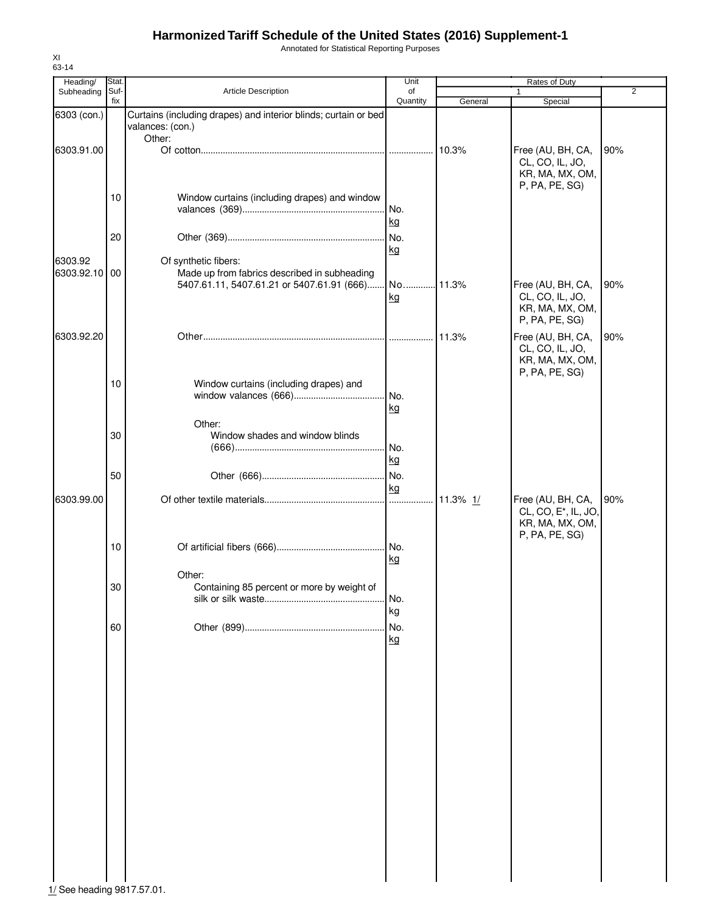# Harmonized Tariff Schedule of the United States (2016) Supplement-1

Annotated for Statistical Reporting Purposes

XI
63-14

| Heading/ Subheading | Stat. Suf- fix | Article Description | Unit of Quantity | Rates of Duty 1 General | Special | 2 |
|---|---|---|---|---|---|---|
| 6303 (con.) | | Curtains (including drapes) and interior blinds; curtain or bed valances: (con.) | | | | |
| | | Other: | | | | |
| 6303.91.00 | | Of cotton | | 10.3% | Free (AU, BH, CA, CL, CO, IL, JO, KR, MA, MX, OM, P, PA, PE, SG) | 90% |
| | 10 | Window curtains (including drapes) and window valances (369) | No. kg | | | |
| | 20 | Other (369) | No. kg | | | |
| 6303.92 | | Of synthetic fibers: | | | | |
| 6303.92.10 | 00 | Made up from fabrics described in subheading 5407.61.11, 5407.61.21 or 5407.61.91 (666) | No. kg | 11.3% | Free (AU, BH, CA, CL, CO, IL, JO, KR, MA, MX, OM, P, PA, PE, SG) | 90% |
| 6303.92.20 | | Other | | 11.3% | Free (AU, BH, CA, CL, CO, IL, JO, KR, MA, MX, OM, P, PA, PE, SG) | 90% |
| | 10 | Window curtains (including drapes) and window valances (666) | No. kg | | | |
| | | Other: | | | | |
| | 30 | Window shades and window blinds (666) | No. kg | | | |
| | 50 | Other (666) | No. kg | | | |
| 6303.99.00 | | Of other textile materials | | 11.3% 1/ | Free (AU, BH, CA, CL, CO, E*, IL, JO, KR, MA, MX, OM, P, PA, PE, SG) | 90% |
| | 10 | Of artificial fibers (666) | No. kg | | | |
| | | Other: | | | | |
| | 30 | Containing 85 percent or more by weight of silk or silk waste | No. kg | | | |
| | 60 | Other (899) | No. kg | | | |

1/ See heading 9817.57.01.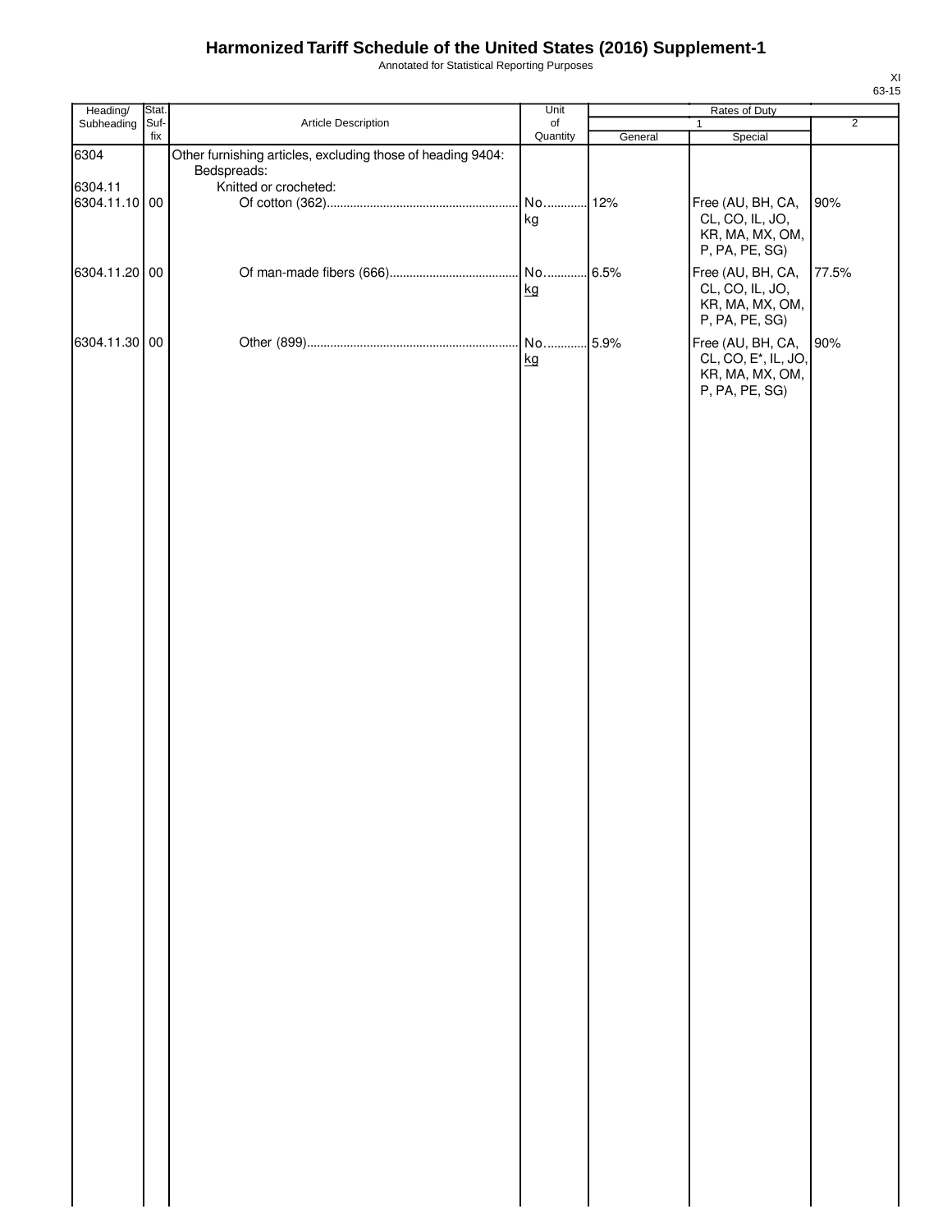# Harmonized Tariff Schedule of the United States (2016) Supplement-1

Annotated for Statistical Reporting Purposes

| Heading/ Subheading | Stat. Suf-fix | Article Description | Unit of Quantity | Rates of Duty 1 General | Rates of Duty 1 Special | Rates of Duty 2 |
|---|---|---|---|---|---|---|
| 6304 | | Other furnishing articles, excluding those of heading 9404: | | | | |
| | | Bedspreads: | | | | |
| 6304.11 | | Knitted or crocheted: | | | | |
| 6304.11.10 | 00 | Of cotton (362) | No. kg | 12% | Free (AU, BH, CA, CL, CO, IL, JO, KR, MA, MX, OM, P, PA, PE, SG) | 90% |
| 6304.11.20 | 00 | Of man-made fibers (666) | No. kg | 6.5% | Free (AU, BH, CA, CL, CO, IL, JO, KR, MA, MX, OM, P, PA, PE, SG) | 77.5% |
| 6304.11.30 | 00 | Other (899) | No. kg | 5.9% | Free (AU, BH, CA, CL, CO, E*, IL, JO, KR, MA, MX, OM, P, PA, PE, SG) | 90% |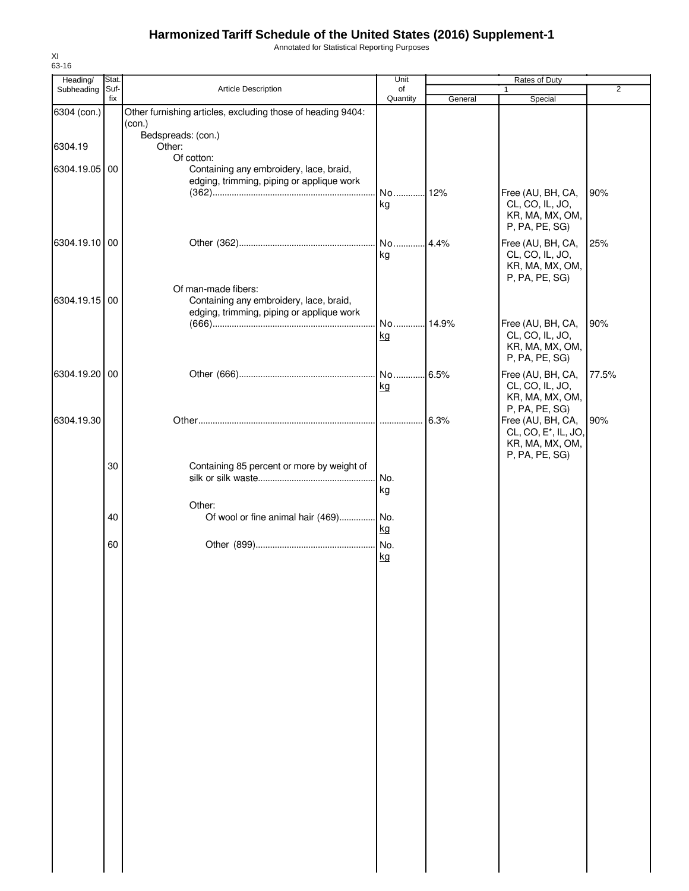# Harmonized Tariff Schedule of the United States (2016) Supplement-1

Annotated for Statistical Reporting Purposes

XI
63-16

| Heading/ Subheading | Stat. Suf- fix | Article Description | Unit of Quantity | Rates of Duty 1 General | Special | 2 |
|---|---|---|---|---|---|---|
| 6304 (con.) | | Other furnishing articles, excluding those of heading 9404: (con.) | | | | |
| | | Bedspreads: (con.) | | | | |
| 6304.19 | | Other: | | | | |
| | | Of cotton: | | | | |
| 6304.19.05 | 00 | Containing any embroidery, lace, braid, edging, trimming, piping or applique work (362) | No. kg | 12% | Free (AU, BH, CA, CL, CO, IL, JO, KR, MA, MX, OM, P, PA, PE, SG) | 90% |
| 6304.19.10 | 00 | Other (362) | No. kg | 4.4% | Free (AU, BH, CA, CL, CO, IL, JO, KR, MA, MX, OM, P, PA, PE, SG) | 25% |
| | | Of man-made fibers: | | | | |
| 6304.19.15 | 00 | Containing any embroidery, lace, braid, edging, trimming, piping or applique work (666) | No. kg | 14.9% | Free (AU, BH, CA, CL, CO, IL, JO, KR, MA, MX, OM, P, PA, PE, SG) | 90% |
| 6304.19.20 | 00 | Other (666) | No. kg | 6.5% | Free (AU, BH, CA, CL, CO, IL, JO, KR, MA, MX, OM, P, PA, PE, SG) | 77.5% |
| 6304.19.30 | | Other | | 6.3% | Free (AU, BH, CA, CL, CO, E*, IL, JO, KR, MA, MX, OM, P, PA, PE, SG) | 90% |
| | 30 | Containing 85 percent or more by weight of silk or silk waste | No. kg | | | |
| | | Other: | | | | |
| | 40 | Of wool or fine animal hair (469) | No. kg | | | |
| | 60 | Other (899) | No. kg | | | |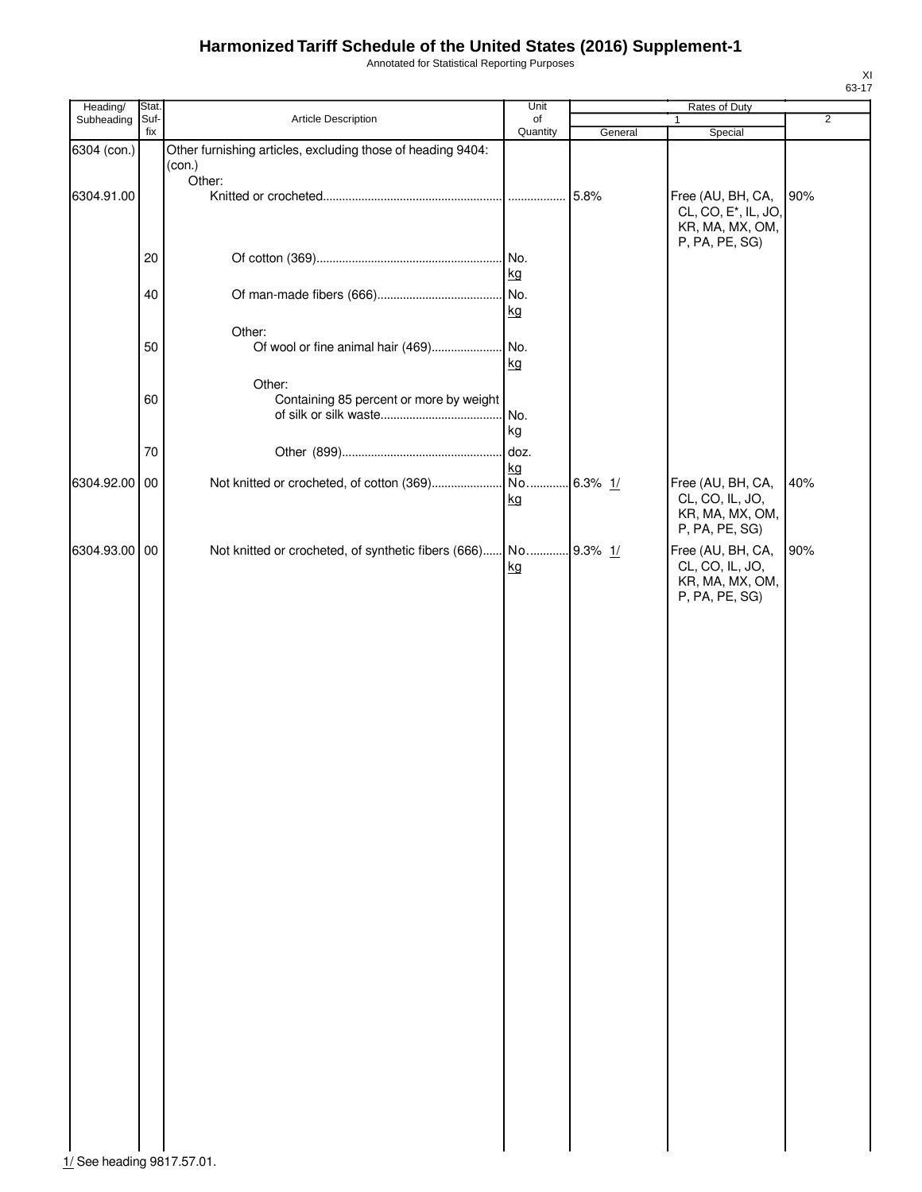# Harmonized Tariff Schedule of the United States (2016) Supplement-1

Annotated for Statistical Reporting Purposes

XI
63-17

| Heading/ Subheading | Stat. Suf-fix | Article Description | Unit of Quantity | Rates of Duty 1 General | Rates of Duty 1 Special | Rates of Duty 2 |
|---|---|---|---|---|---|---|
| 6304 (con.) | | Other furnishing articles, excluding those of heading 9404: (con.) | | | | |
| | | Other: | | | | |
| 6304.91.00 | | Knitted or crocheted | | 5.8% | Free (AU, BH, CA, CL, CO, E*, IL, JO, KR, MA, MX, OM, P, PA, PE, SG) | 90% |
| | 20 | Of cotton (369) | No. kg | | | |
| | 40 | Of man-made fibers (666) | No. kg | | | |
| | | Other: | | | | |
| | 50 | Of wool or fine animal hair (469) | No. kg | | | |
| | | Other: | | | | |
| | 60 | Containing 85 percent or more by weight of silk or silk waste | No. kg | | | |
| | 70 | Other (899) | doz. kg | | | |
| 6304.92.00 | 00 | Not knitted or crocheted, of cotton (369) | No. kg | 6.3% 1/ | Free (AU, BH, CA, CL, CO, IL, JO, KR, MA, MX, OM, P, PA, PE, SG) | 40% |
| 6304.93.00 | 00 | Not knitted or crocheted, of synthetic fibers (666) | No. kg | 9.3% 1/ | Free (AU, BH, CA, CL, CO, IL, JO, KR, MA, MX, OM, P, PA, PE, SG) | 90% |

1/ See heading 9817.57.01.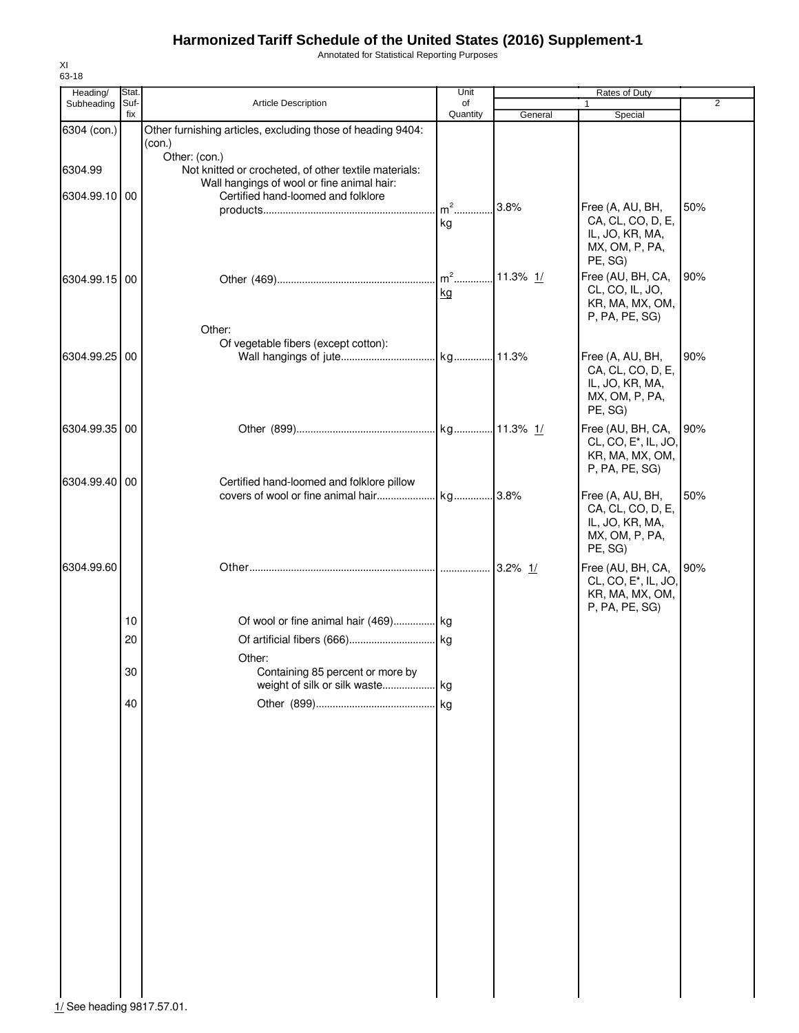# Harmonized Tariff Schedule of the United States (2016) Supplement-1

Annotated for Statistical Reporting Purposes

XI
63-18

| Heading/ Subheading | Stat. Suf- fix | Article Description | Unit of Quantity | Rates of Duty 1 General | Special | 2 |
|---|---|---|---|---|---|---|
| 6304 (con.) | | Other furnishing articles, excluding those of heading 9404: (con.) | | | | |
| | | Other: (con.) | | | | |
| 6304.99 | | Not knitted or crocheted, of other textile materials: | | | | |
| | | Wall hangings of wool or fine animal hair: | | | | |
| 6304.99.10 | 00 | Certified hand-loomed and folklore products | $m^2$ kg | 3.8% | Free (A, AU, BH, CA, CL, CO, D, E, IL, JO, KR, MA, MX, OM, P, PA, PE, SG) | 50% |
| 6304.99.15 | 00 | Other (469) | $m^2$ kg | 11.3% 1/ | Free (AU, BH, CA, CL, CO, IL, JO, KR, MA, MX, OM, P, PA, PE, SG) | 90% |
| | | Other: | | | | |
| | | Of vegetable fibers (except cotton): | | | | |
| 6304.99.25 | 00 | Wall hangings of jute | kg | 11.3% | Free (A, AU, BH, CA, CL, CO, D, E, IL, JO, KR, MA, MX, OM, P, PA, PE, SG) | 90% |
| 6304.99.35 | 00 | Other (899) | kg | 11.3% 1/ | Free (AU, BH, CA, CL, CO, E*, IL, JO, KR, MA, MX, OM, P, PA, PE, SG) | 90% |
| 6304.99.40 | 00 | Certified hand-loomed and folklore pillow covers of wool or fine animal hair | kg | 3.8% | Free (A, AU, BH, CA, CL, CO, D, E, IL, JO, KR, MA, MX, OM, P, PA, PE, SG) | 50% |
| 6304.99.60 | | Other | | 3.2% 1/ | Free (AU, BH, CA, CL, CO, E*, IL, JO, KR, MA, MX, OM, P, PA, PE, SG) | 90% |
| | 10 | Of wool or fine animal hair (469) | kg | | | |
| | 20 | Of artificial fibers (666) | kg | | | |
| | | Other: | | | | |
| | 30 | Containing 85 percent or more by weight of silk or silk waste | kg | | | |
| | 40 | Other (899) | kg | | | |

1/ See heading 9817.57.01.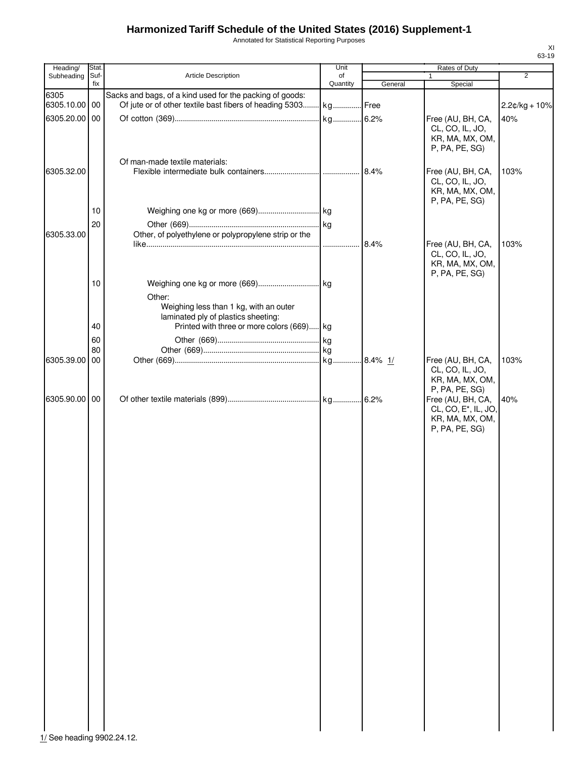# Harmonized Tariff Schedule of the United States (2016) Supplement-1

Annotated for Statistical Reporting Purposes

XI
63-19

| Heading/ Subheading | Stat. Suf- fix | Article Description | Unit of Quantity | Rates of Duty 1 General | Special | 2 |
|---|---|---|---|---|---|---|
| 6305 | | Sacks and bags, of a kind used for the packing of goods: | | | | |
| 6305.10.00 | 00 | Of jute or of other textile bast fibers of heading 5303 | kg | Free | | 2.2¢/kg + 10% |
| 6305.20.00 | 00 | Of cotton (369) | kg | 6.2% | Free (AU, BH, CA, CL, CO, IL, JO, KR, MA, MX, OM, P, PA, PE, SG) | 40% |
| | | Of man-made textile materials: | | | | |
| 6305.32.00 | | Flexible intermediate bulk containers | | 8.4% | Free (AU, BH, CA, CL, CO, IL, JO, KR, MA, MX, OM, P, PA, PE, SG) | 103% |
| | 10 | Weighing one kg or more (669) | kg | | | |
| | 20 | Other (669) | kg | | | |
| 6305.33.00 | | Other, of polyethylene or polypropylene strip or the like | | 8.4% | Free (AU, BH, CA, CL, CO, IL, JO, KR, MA, MX, OM, P, PA, PE, SG) | 103% |
| | 10 | Weighing one kg or more (669) | kg | | | |
| | | Other: | | | | |
| | | Weighing less than 1 kg, with an outer laminated ply of plastics sheeting: | | | | |
| | 40 | Printed with three or more colors (669) | kg | | | |
| | 60 | Other (669) | kg | | | |
| | 80 | Other (669) | kg | | | |
| 6305.39.00 | 00 | Other (669) | kg | 8.4% 1/ | Free (AU, BH, CA, CL, CO, IL, JO, KR, MA, MX, OM, P, PA, PE, SG) | 103% |
| 6305.90.00 | 00 | Of other textile materials (899) | kg | 6.2% | Free (AU, BH, CA, CL, CO, E*, IL, JO, KR, MA, MX, OM, P, PA, PE, SG) | 40% |

1/ See heading 9902.24.12.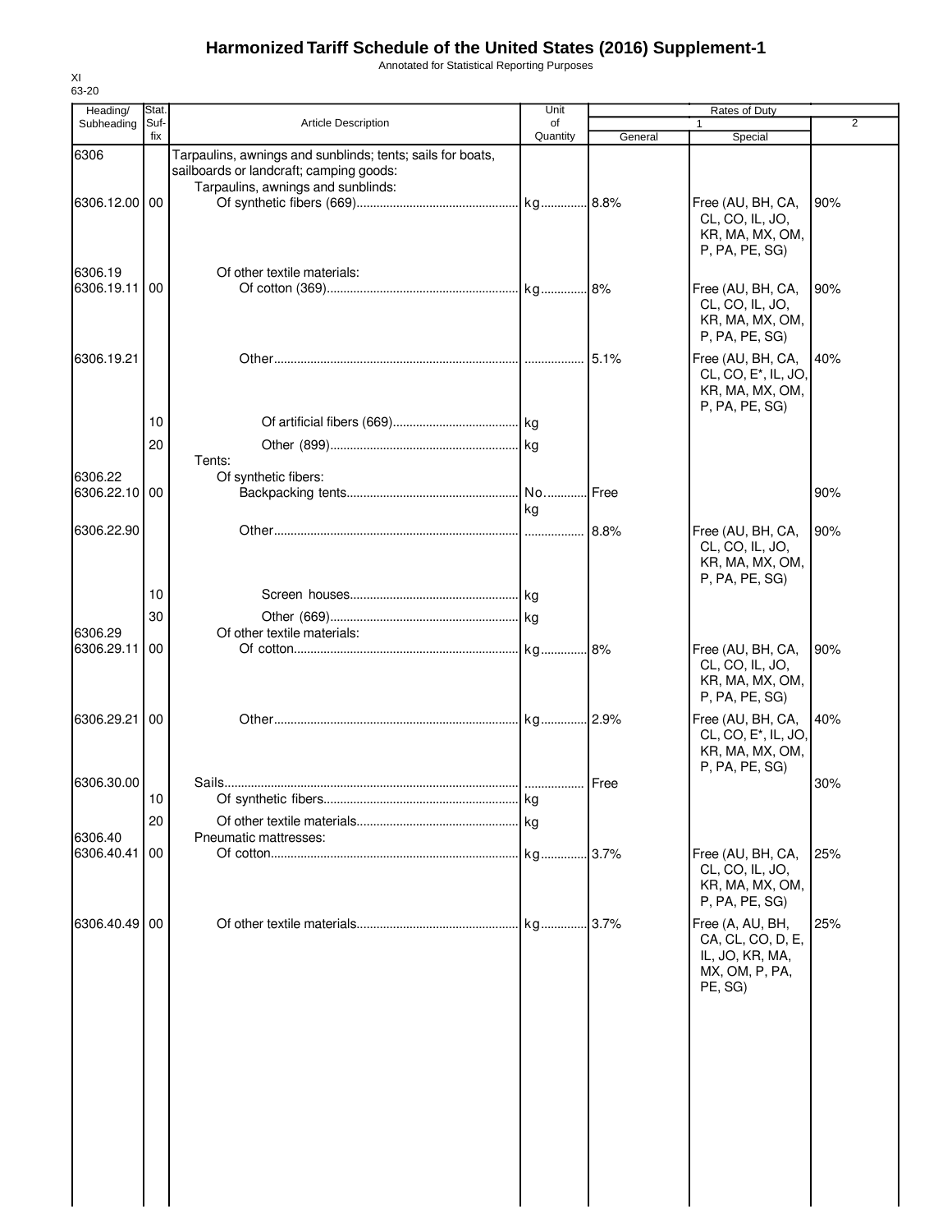# Harmonized Tariff Schedule of the United States (2016) Supplement-1

Annotated for Statistical Reporting Purposes

XI
63-20

| Heading/ Subheading | Stat. Suf-fix | Article Description | Unit of Quantity | Rates of Duty 1 General | Special | 2 |
|---|---|---|---|---|---|---|
| 6306 | | Tarpaulins, awnings and sunblinds; tents; sails for boats, sailboards or landcraft; camping goods: | | | | |
| | | Tarpaulins, awnings and sunblinds: | | | | |
| 6306.12.00 | 00 | Of synthetic fibers (669) | kg | 8.8% | Free (AU, BH, CA, CL, CO, IL, JO, KR, MA, MX, OM, P, PA, PE, SG) | 90% |
| 6306.19 | | Of other textile materials: | | | | |
| 6306.19.11 | 00 | Of cotton (369) | kg | 8% | Free (AU, BH, CA, CL, CO, IL, JO, KR, MA, MX, OM, P, PA, PE, SG) | 90% |
| 6306.19.21 | | Other | | 5.1% | Free (AU, BH, CA, CL, CO, E*, IL, JO, KR, MA, MX, OM, P, PA, PE, SG) | 40% |
| | 10 | Of artificial fibers (669) | kg | | | |
| | 20 | Other (899) | kg | | | |
| | | Tents: | | | | |
| 6306.22 | | Of synthetic fibers: | | | | |
| 6306.22.10 | 00 | Backpacking tents | No. kg | Free | | 90% |
| 6306.22.90 | | Other | | 8.8% | Free (AU, BH, CA, CL, CO, IL, JO, KR, MA, MX, OM, P, PA, PE, SG) | 90% |
| | 10 | Screen houses | kg | | | |
| | 30 | Other (669) | kg | | | |
| 6306.29 | | Of other textile materials: | | | | |
| 6306.29.11 | 00 | Of cotton | kg | 8% | Free (AU, BH, CA, CL, CO, IL, JO, KR, MA, MX, OM, P, PA, PE, SG) | 90% |
| 6306.29.21 | 00 | Other | kg | 2.9% | Free (AU, BH, CA, CL, CO, E*, IL, JO, KR, MA, MX, OM, P, PA, PE, SG) | 40% |
| 6306.30.00 | | Sails | | Free | | 30% |
| | 10 | Of synthetic fibers | kg | | | |
| | 20 | Of other textile materials | kg | | | |
| 6306.40 | | Pneumatic mattresses: | | | | |
| 6306.40.41 | 00 | Of cotton | kg | 3.7% | Free (AU, BH, CA, CL, CO, IL, JO, KR, MA, MX, OM, P, PA, PE, SG) | 25% |
| 6306.40.49 | 00 | Of other textile materials | kg | 3.7% | Free (A, AU, BH, CA, CL, CO, D, E, IL, JO, KR, MA, MX, OM, P, PA, PE, SG) | 25% |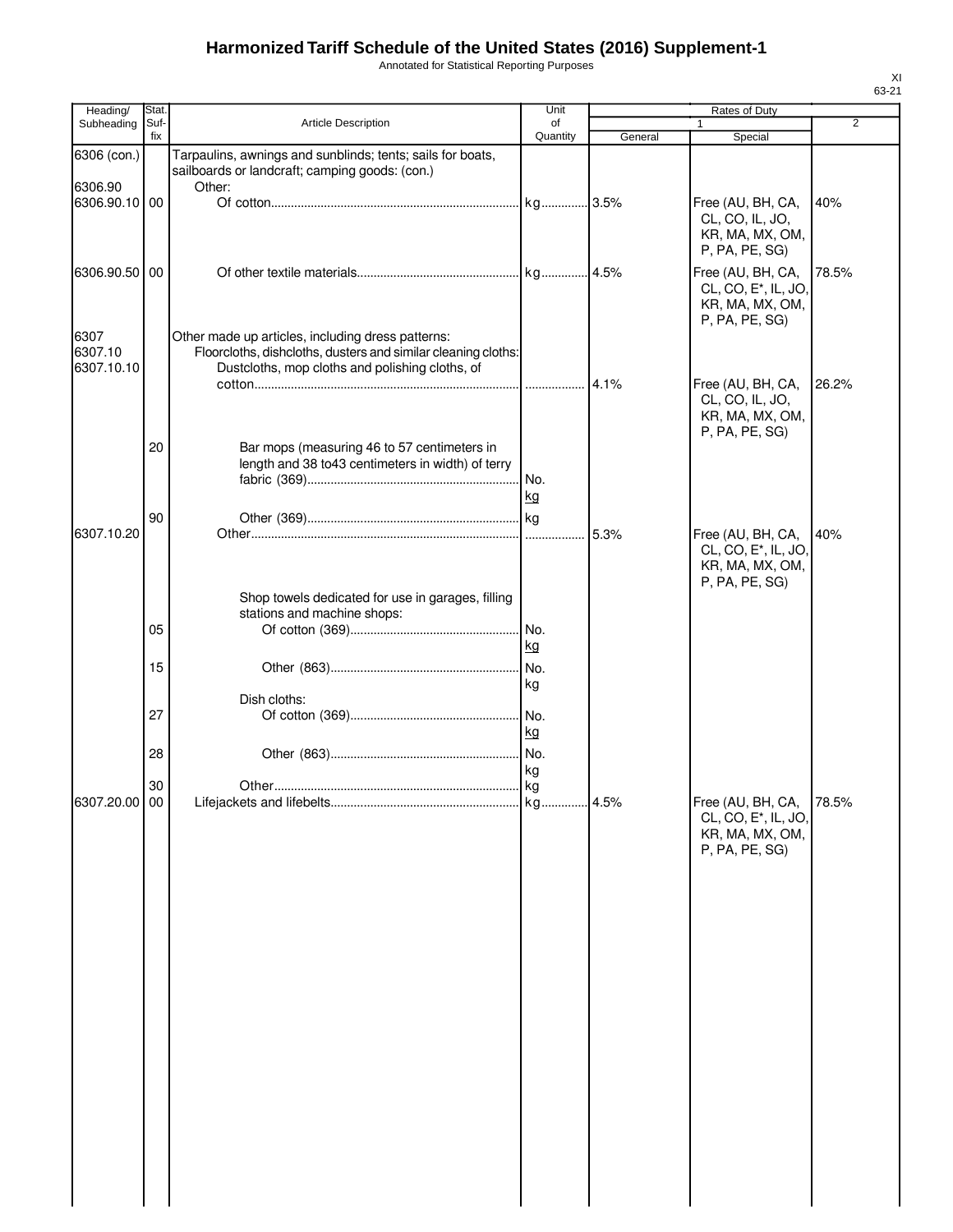# Harmonized Tariff Schedule of the United States (2016) Supplement-1

Annotated for Statistical Reporting Purposes

XI
63-21

| Heading/ Subheading | Stat. Suf-fix | Article Description | Unit of Quantity | Rates of Duty | | |
|---|---|---|---|---|---|---|
| | | | | 1 | | 2 |
| | | | | General | Special | |
| 6306 (con.) | | Tarpaulins, awnings and sunblinds; tents; sails for boats, sailboards or landcraft; camping goods: (con.) | | | | |
| 6306.90 | | Other: | | | | |
| 6306.90.10 | 00 | Of cotton | kg | 3.5% | Free (AU, BH, CA, CL, CO, IL, JO, KR, MA, MX, OM, P, PA, PE, SG) | 40% |
| 6306.90.50 | 00 | Of other textile materials | kg | 4.5% | Free (AU, BH, CA, CL, CO, E*, IL, JO, KR, MA, MX, OM, P, PA, PE, SG) | 78.5% |
| 6307 | | Other made up articles, including dress patterns: | | | | |
| 6307.10 | | Floorcloths, dishcloths, dusters and similar cleaning cloths: | | | | |
| 6307.10.10 | | Dustcloths, mop cloths and polishing cloths, of cotton | | 4.1% | Free (AU, BH, CA, CL, CO, IL, JO, KR, MA, MX, OM, P, PA, PE, SG) | 26.2% |
| | 20 | Bar mops (measuring 46 to 57 centimeters in length and 38 to43 centimeters in width) of terry fabric (369) | No.<br>kg | | | |
| | 90 | Other (369) | kg | | | |
| 6307.10.20 | | Other | | 5.3% | Free (AU, BH, CA, CL, CO, E*, IL, JO, KR, MA, MX, OM, P, PA, PE, SG) | 40% |
| | | Shop towels dedicated for use in garages, filling stations and machine shops: | | | | |
| | 05 | Of cotton (369) | No.<br>kg | | | |
| | 15 | Other (863) | No.<br>kg | | | |
| | | Dish cloths: | | | | |
| | 27 | Of cotton (369) | No.<br>kg | | | |
| | 28 | Other (863) | No.<br>kg | | | |
| | 30 | Other | kg | | | |
| 6307.20.00 | 00 | Lifejackets and lifebelts | kg | 4.5% | Free (AU, BH, CA, CL, CO, E*, IL, JO, KR, MA, MX, OM, P, PA, PE, SG) | 78.5% |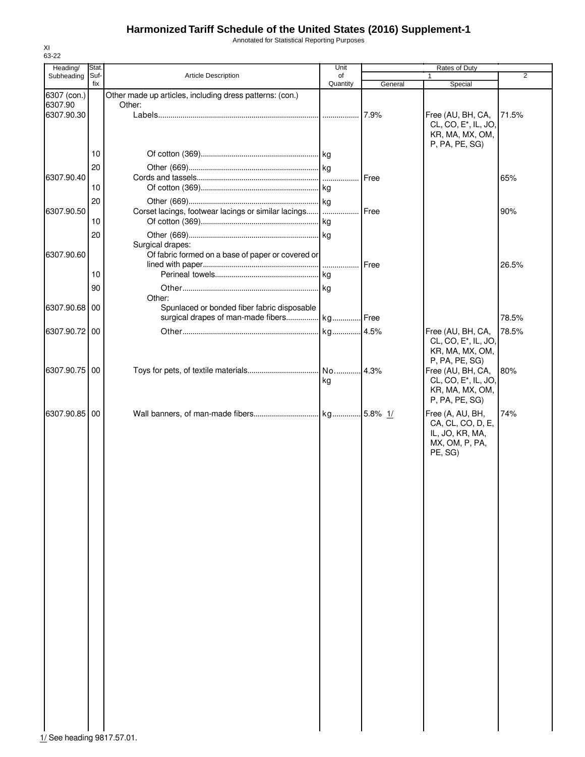# Harmonized Tariff Schedule of the United States (2016) Supplement-1

Annotated for Statistical Reporting Purposes

XI
63-22

| Heading/ Subheading | Stat. Suf- fix | Article Description | Unit of Quantity | Rates of Duty 1 General | Special | 2 |
|---|---|---|---|---|---|---|
| 6307 (con.) | | Other made up articles, including dress patterns: (con.) | | | | |
| 6307.90 | | Other: | | | | |
| 6307.90.30 | | Labels | | 7.9% | Free (AU, BH, CA, CL, CO, E*, IL, JO, KR, MA, MX, OM, P, PA, PE, SG) | 71.5% |
| | 10 | Of cotton (369) | kg | | | |
| | 20 | Other (669) | kg | | | |
| 6307.90.40 | | Cords and tassels | | Free | | 65% |
| | 10 | Of cotton (369) | kg | | | |
| | 20 | Other (669) | kg | | | |
| 6307.90.50 | | Corset lacings, footwear lacings or similar lacings | | Free | | 90% |
| | 10 | Of cotton (369) | kg | | | |
| | 20 | Other (669) | kg | | | |
| | | Surgical drapes: | | | | |
| 6307.90.60 | | Of fabric formed on a base of paper or covered or lined with paper | | Free | | 26.5% |
| | 10 | Perineal towels | kg | | | |
| | 90 | Other | kg | | | |
| | | Other: | | | | |
| 6307.90.68 | 00 | Spunlaced or bonded fiber fabric disposable surgical drapes of man-made fibers | kg | Free | | 78.5% |
| 6307.90.72 | 00 | Other | kg | 4.5% | Free (AU, BH, CA, CL, CO, E*, IL, JO, KR, MA, MX, OM, P, PA, PE, SG) | 78.5% |
| 6307.90.75 | 00 | Toys for pets, of textile materials | No. kg | 4.3% | Free (AU, BH, CA, CL, CO, E*, IL, JO, KR, MA, MX, OM, P, PA, PE, SG) | 80% |
| 6307.90.85 | 00 | Wall banners, of man-made fibers | kg | 5.8% 1/ | Free (A, AU, BH, CA, CL, CO, D, E, IL, JO, KR, MA, MX, OM, P, PA, PE, SG) | 74% |

1/ See heading 9817.57.01.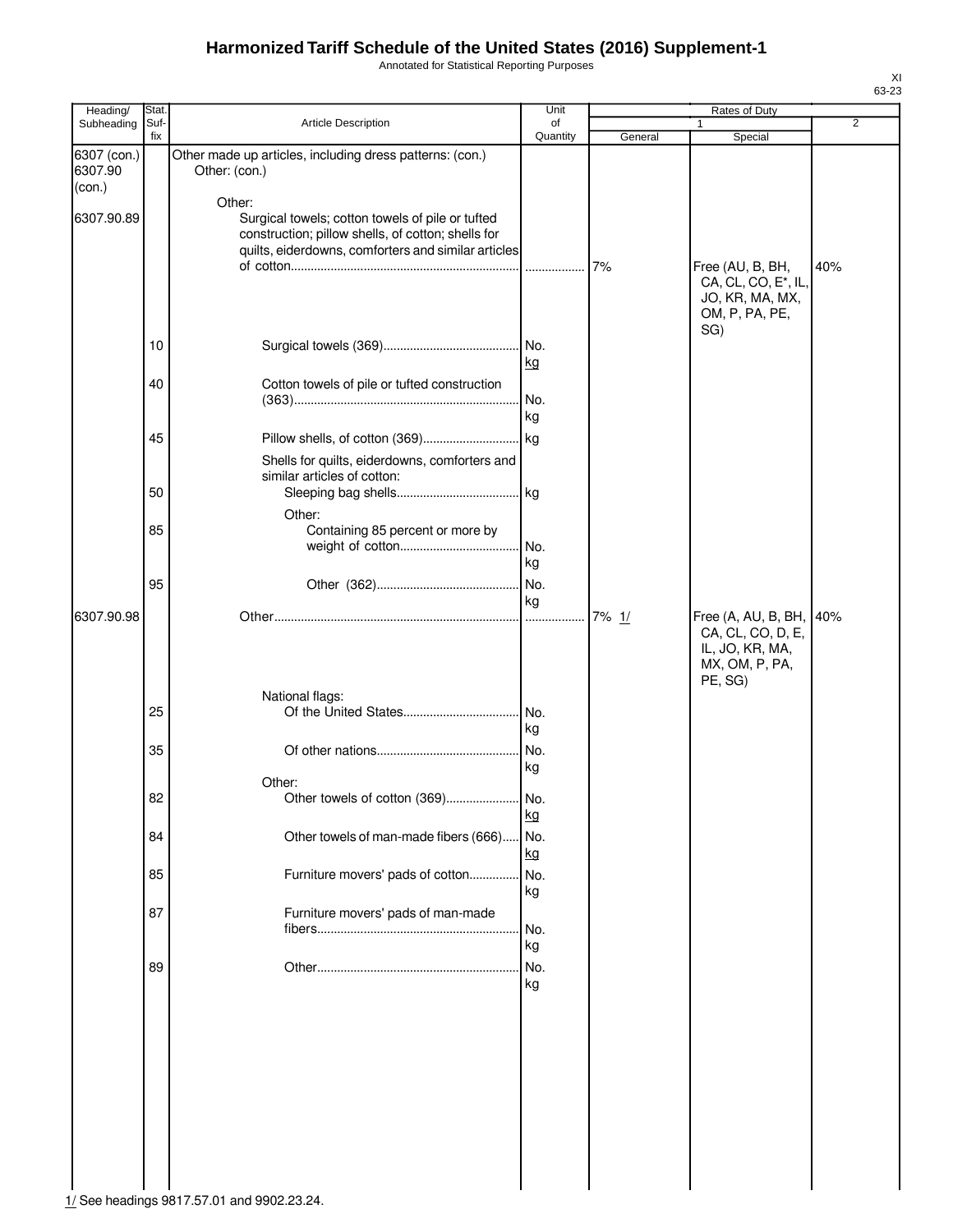# Harmonized Tariff Schedule of the United States (2016) Supplement-1

Annotated for Statistical Reporting Purposes

XI
63-23

| Heading/ Subheading | Stat. Suf-fix | Article Description | Unit of Quantity | Rates of Duty 1 General | Rates of Duty 1 Special | Rates of Duty 2 |
|---|---|---|---|---|---|---|
| 6307 (con.) 6307.90 (con.) | | Other made up articles, including dress patterns: (con.) Other: (con.) | | | | |
| | | Other: | | | | |
| 6307.90.89 | | Surgical towels; cotton towels of pile or tufted construction; pillow shells, of cotton; shells for quilts, eiderdowns, comforters and similar articles of cotton | | 7% | Free (AU, B, BH, CA, CL, CO, E*, IL, JO, KR, MA, MX, OM, P, PA, PE, SG) | 40% |
| | 10 | Surgical towels (369) | No. kg | | | |
| | 40 | Cotton towels of pile or tufted construction (363) | No. kg | | | |
| | 45 | Pillow shells, of cotton (369) | kg | | | |
| | | Shells for quilts, eiderdowns, comforters and similar articles of cotton: | | | | |
| | 50 | Sleeping bag shells | kg | | | |
| | | Other: | | | | |
| | 85 | Containing 85 percent or more by weight of cotton | No. kg | | | |
| | 95 | Other (362) | No. kg | | | |
| 6307.90.98 | | Other | | 7% 1/ | Free (A, AU, B, BH, CA, CL, CO, D, E, IL, JO, KR, MA, MX, OM, P, PA, PE, SG) | 40% |
| | | National flags: | | | | |
| | 25 | Of the United States | No. kg | | | |
| | 35 | Of other nations | No. kg | | | |
| | | Other: | | | | |
| | 82 | Other towels of cotton (369) | No. kg | | | |
| | 84 | Other towels of man-made fibers (666) | No. kg | | | |
| | 85 | Furniture movers' pads of cotton | No. kg | | | |
| | 87 | Furniture movers' pads of man-made fibers | No. kg | | | |
| | 89 | Other | No. kg | | | |

1/ See headings 9817.57.01 and 9902.23.24.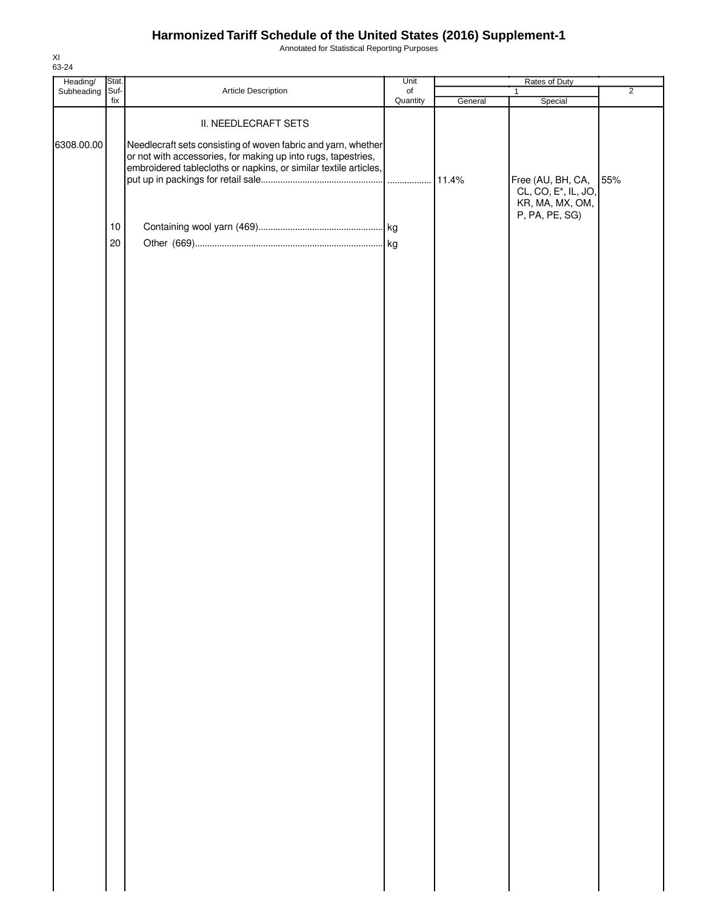# Harmonized Tariff Schedule of the United States (2016) Supplement-1

Annotated for Statistical Reporting Purposes

XI
63-24

| Heading/ Subheading | Stat. Suf- fix | Article Description | Unit of Quantity | Rates of Duty 1 General | Special | 2 |
|---|---|---|---|---|---|---|
| | | II. NEEDLECRAFT SETS | | | | |
| 6308.00.00 | | Needlecraft sets consisting of woven fabric and yarn, whether or not with accessories, for making up into rugs, tapestries, embroidered tablecloths or napkins, or similar textile articles, put up in packings for retail sale | | 11.4% | Free (AU, BH, CA, CL, CO, E*, IL, JO, KR, MA, MX, OM, P, PA, PE, SG) | 55% |
| | 10 | Containing wool yarn (469) | kg | | | |
| | 20 | Other (669) | kg | | | |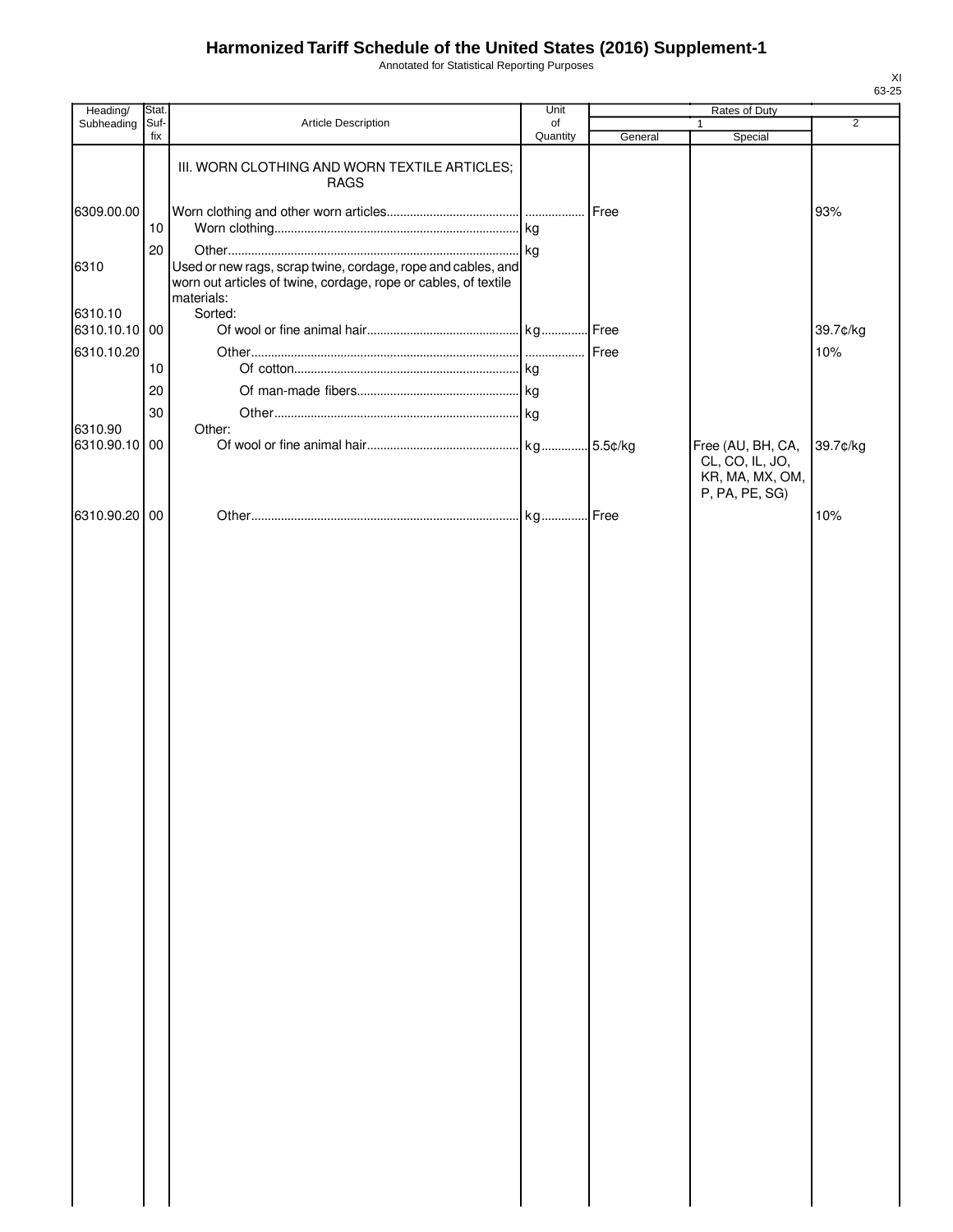# Harmonized Tariff Schedule of the United States (2016) Supplement-1

Annotated for Statistical Reporting Purposes

XI
63-25

| Heading/ Subheading | Stat. Suf-fix | Article Description | Unit of Quantity | Rates of Duty 1 General | Rates of Duty 1 Special | Rates of Duty 2 |
|---|---|---|---|---|---|---|
| | | III. WORN CLOTHING AND WORN TEXTILE ARTICLES; RAGS | | | | |
| 6309.00.00 | | Worn clothing and other worn articles | | Free | | 93% |
| | 10 | Worn clothing | kg | | | |
| | 20 | Other | kg | | | |
| 6310 | | Used or new rags, scrap twine, cordage, rope and cables, and worn out articles of twine, cordage, rope or cables, of textile materials: | | | | |
| 6310.10 | | Sorted: | | | | |
| 6310.10.10 | 00 | Of wool or fine animal hair | kg | Free | | 39.7¢/kg |
| 6310.10.20 | | Other | | Free | | 10% |
| | 10 | Of cotton | kg | | | |
| | 20 | Of man-made fibers | kg | | | |
| | 30 | Other | kg | | | |
| 6310.90 | | Other: | | | | |
| 6310.90.10 | 00 | Of wool or fine animal hair | kg | 5.5¢/kg | Free (AU, BH, CA, CL, CO, IL, JO, KR, MA, MX, OM, P, PA, PE, SG) | 39.7¢/kg |
| 6310.90.20 | 00 | Other | kg | Free | | 10% |